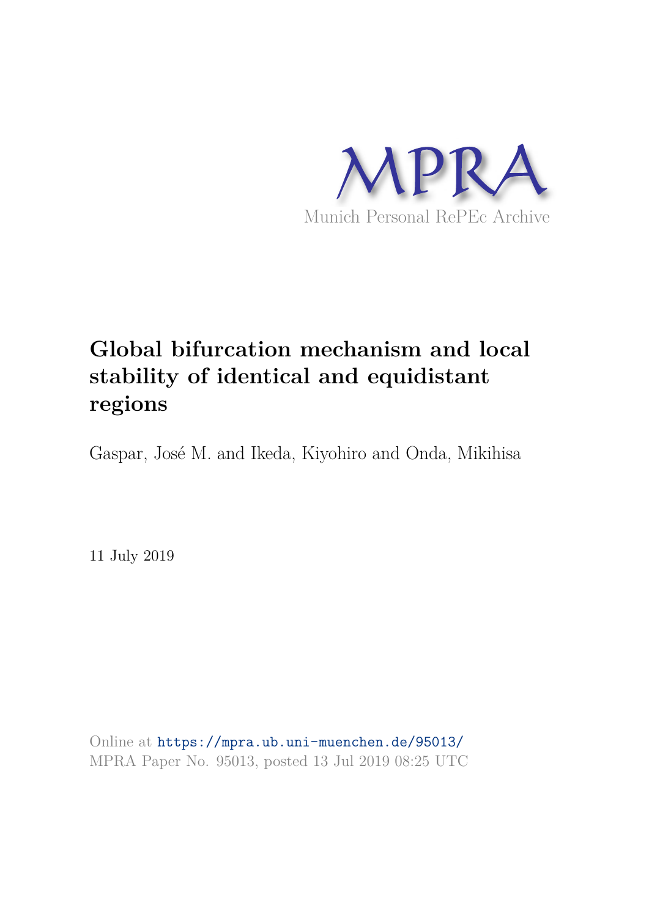MPRA

Munich Personal RePEc Archive

# Global bifurcation mechanism and local stability of identical and equidistant regions

Gaspar, José M. and Ikeda, Kiyohiro and Onda, Mikihisa

11 July 2019

Online at https://mpra.ub.uni-muenchen.de/95013/
MPRA Paper No. 95013, posted 13 Jul 2019 08:25 UTC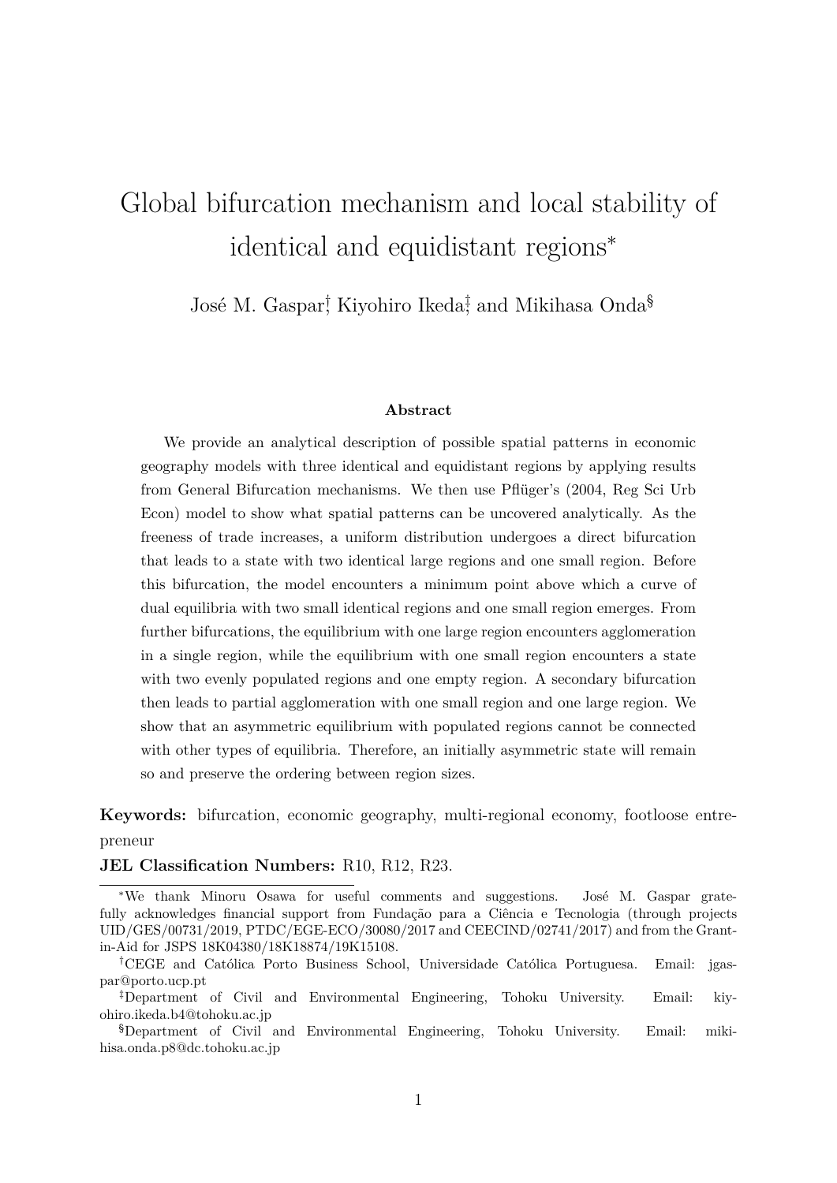# Global bifurcation mechanism and local stability of identical and equidistant regions*

José M. Gaspar[†], Kiyohiro Ikeda[‡], and Mikihasa Onda[§]

### Abstract

We provide an analytical description of possible spatial patterns in economic geography models with three identical and equidistant regions by applying results from General Bifurcation mechanisms. We then use Pflüger's (2004, Reg Sci Urb Econ) model to show what spatial patterns can be uncovered analytically. As the freeness of trade increases, a uniform distribution undergoes a direct bifurcation that leads to a state with two identical large regions and one small region. Before this bifurcation, the model encounters a minimum point above which a curve of dual equilibria with two small identical regions and one small region emerges. From further bifurcations, the equilibrium with one large region encounters agglomeration in a single region, while the equilibrium with one small region encounters a state with two evenly populated regions and one empty region. A secondary bifurcation then leads to partial agglomeration with one small region and one large region. We show that an asymmetric equilibrium with populated regions cannot be connected with other types of equilibria. Therefore, an initially asymmetric state will remain so and preserve the ordering between region sizes.

**Keywords:** bifurcation, economic geography, multi-regional economy, footloose entrepreneur

**JEL Classification Numbers:** R10, R12, R23.

---

*We thank Minoru Osawa for useful comments and suggestions. José M. Gaspar gratefully acknowledges financial support from Fundação para a Ciência e Tecnologia (through projects UID/GES/00731/2019, PTDC/EGE-ECO/30080/2017 and CEECIND/02741/2017) and from the Grant-in-Aid for JSPS 18K04380/18K18874/19K15108.

[†]CEGE and Católica Porto Business School, Universidade Católica Portuguesa. Email: jgaspar@porto.ucp.pt

[‡]Department of Civil and Environmental Engineering, Tohoku University. Email: kiyohiro.ikeda.b4@tohoku.ac.jp

[§]Department of Civil and Environmental Engineering, Tohoku University. Email: mikihisa.onda.p8@dc.tohoku.ac.jp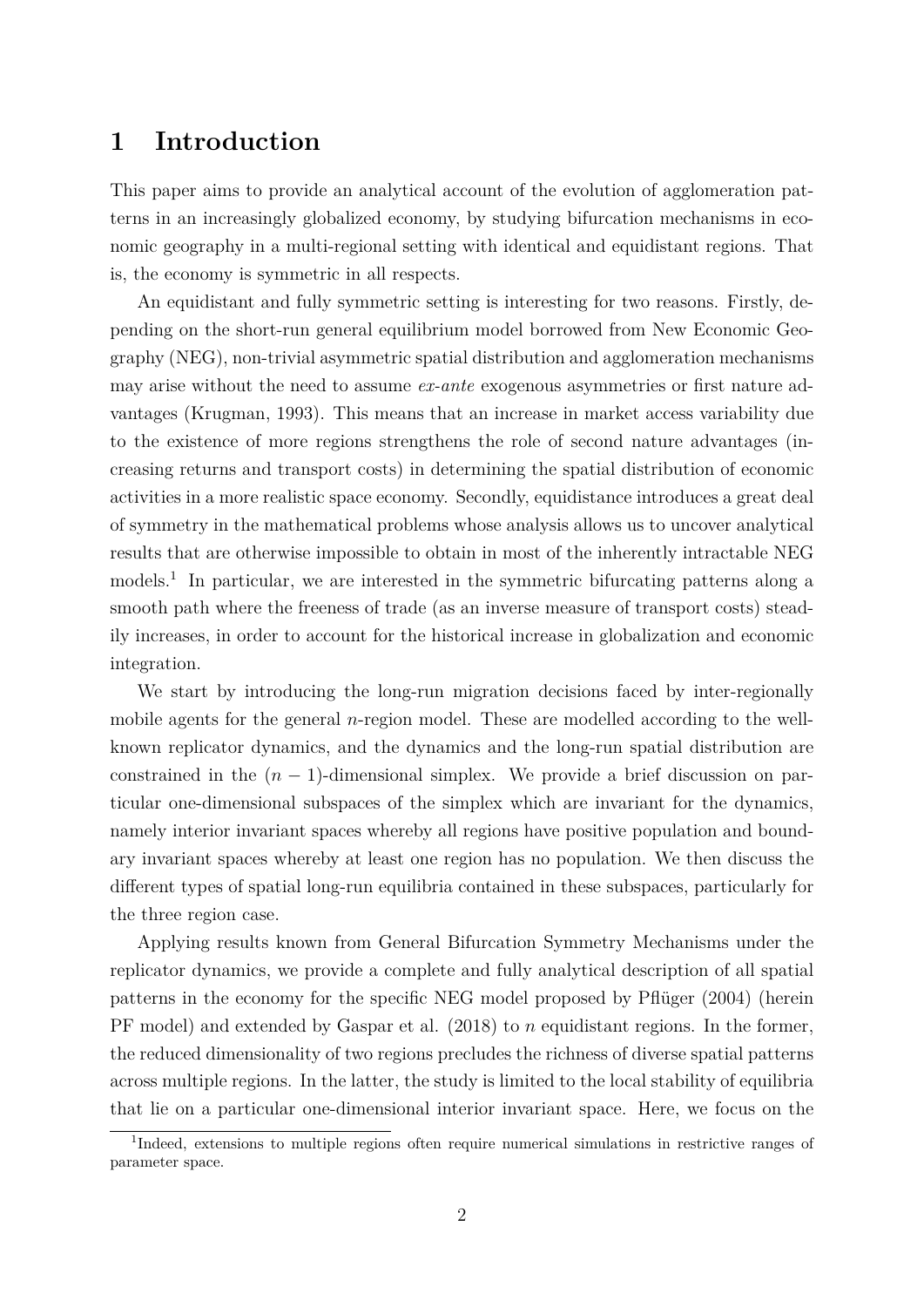# 1 Introduction

This paper aims to provide an analytical account of the evolution of agglomeration patterns in an increasingly globalized economy, by studying bifurcation mechanisms in economic geography in a multi-regional setting with identical and equidistant regions. That is, the economy is symmetric in all respects.

An equidistant and fully symmetric setting is interesting for two reasons. Firstly, depending on the short-run general equilibrium model borrowed from New Economic Geography (NEG), non-trivial asymmetric spatial distribution and agglomeration mechanisms may arise without the need to assume *ex-ante* exogenous asymmetries or first nature advantages (Krugman, 1993). This means that an increase in market access variability due to the existence of more regions strengthens the role of second nature advantages (increasing returns and transport costs) in determining the spatial distribution of economic activities in a more realistic space economy. Secondly, equidistance introduces a great deal of symmetry in the mathematical problems whose analysis allows us to uncover analytical results that are otherwise impossible to obtain in most of the inherently intractable NEG models.[1] In particular, we are interested in the symmetric bifurcating patterns along a smooth path where the freeness of trade (as an inverse measure of transport costs) steadily increases, in order to account for the historical increase in globalization and economic integration.

We start by introducing the long-run migration decisions faced by inter-regionally mobile agents for the general $n$-region model. These are modelled according to the well-known replicator dynamics, and the dynamics and the long-run spatial distribution are constrained in the $(n-1)$-dimensional simplex. We provide a brief discussion on particular one-dimensional subspaces of the simplex which are invariant for the dynamics, namely interior invariant spaces whereby all regions have positive population and boundary invariant spaces whereby at least one region has no population. We then discuss the different types of spatial long-run equilibria contained in these subspaces, particularly for the three region case.

Applying results known from General Bifurcation Symmetry Mechanisms under the replicator dynamics, we provide a complete and fully analytical description of all spatial patterns in the economy for the specific NEG model proposed by Pflüger (2004) (herein PF model) and extended by Gaspar et al. (2018) to $n$ equidistant regions. In the former, the reduced dimensionality of two regions precludes the richness of diverse spatial patterns across multiple regions. In the latter, the study is limited to the local stability of equilibria that lie on a particular one-dimensional interior invariant space. Here, we focus on the

[1] Indeed, extensions to multiple regions often require numerical simulations in restrictive ranges of parameter space.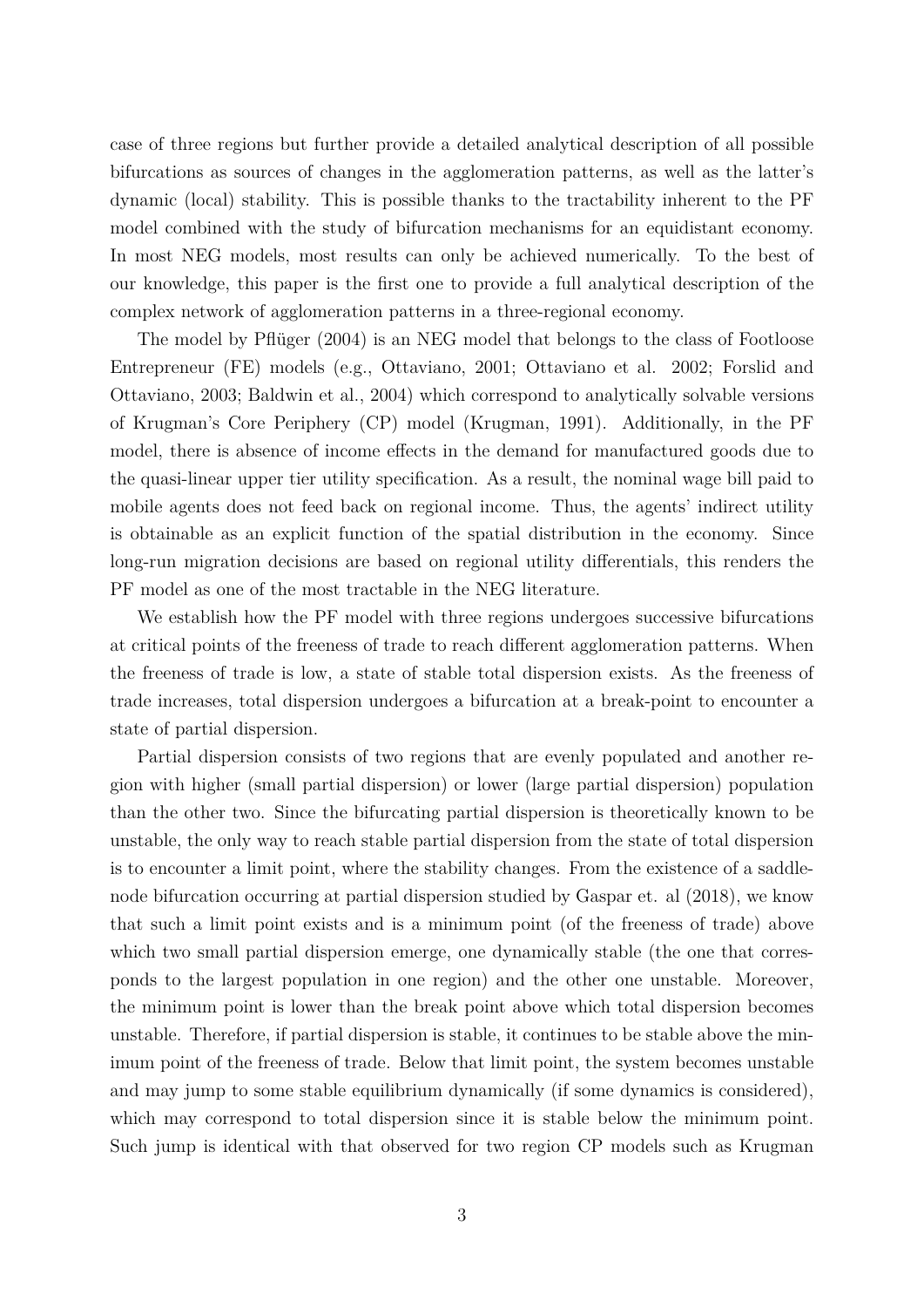case of three regions but further provide a detailed analytical description of all possible bifurcations as sources of changes in the agglomeration patterns, as well as the latter's dynamic (local) stability. This is possible thanks to the tractability inherent to the PF model combined with the study of bifurcation mechanisms for an equidistant economy. In most NEG models, most results can only be achieved numerically. To the best of our knowledge, this paper is the first one to provide a full analytical description of the complex network of agglomeration patterns in a three-regional economy.

The model by Pflüger (2004) is an NEG model that belongs to the class of Footloose Entrepreneur (FE) models (e.g., Ottaviano, 2001; Ottaviano et al. 2002; Forslid and Ottaviano, 2003; Baldwin et al., 2004) which correspond to analytically solvable versions of Krugman's Core Periphery (CP) model (Krugman, 1991). Additionally, in the PF model, there is absence of income effects in the demand for manufactured goods due to the quasi-linear upper tier utility specification. As a result, the nominal wage bill paid to mobile agents does not feed back on regional income. Thus, the agents' indirect utility is obtainable as an explicit function of the spatial distribution in the economy. Since long-run migration decisions are based on regional utility differentials, this renders the PF model as one of the most tractable in the NEG literature.

We establish how the PF model with three regions undergoes successive bifurcations at critical points of the freeness of trade to reach different agglomeration patterns. When the freeness of trade is low, a state of stable total dispersion exists. As the freeness of trade increases, total dispersion undergoes a bifurcation at a break-point to encounter a state of partial dispersion.

Partial dispersion consists of two regions that are evenly populated and another region with higher (small partial dispersion) or lower (large partial dispersion) population than the other two. Since the bifurcating partial dispersion is theoretically known to be unstable, the only way to reach stable partial dispersion from the state of total dispersion is to encounter a limit point, where the stability changes. From the existence of a saddle-node bifurcation occurring at partial dispersion studied by Gaspar et. al (2018), we know that such a limit point exists and is a minimum point (of the freeness of trade) above which two small partial dispersion emerge, one dynamically stable (the one that corresponds to the largest population in one region) and the other one unstable. Moreover, the minimum point is lower than the break point above which total dispersion becomes unstable. Therefore, if partial dispersion is stable, it continues to be stable above the minimum point of the freeness of trade. Below that limit point, the system becomes unstable and may jump to some stable equilibrium dynamically (if some dynamics is considered), which may correspond to total dispersion since it is stable below the minimum point. Such jump is identical with that observed for two region CP models such as Krugman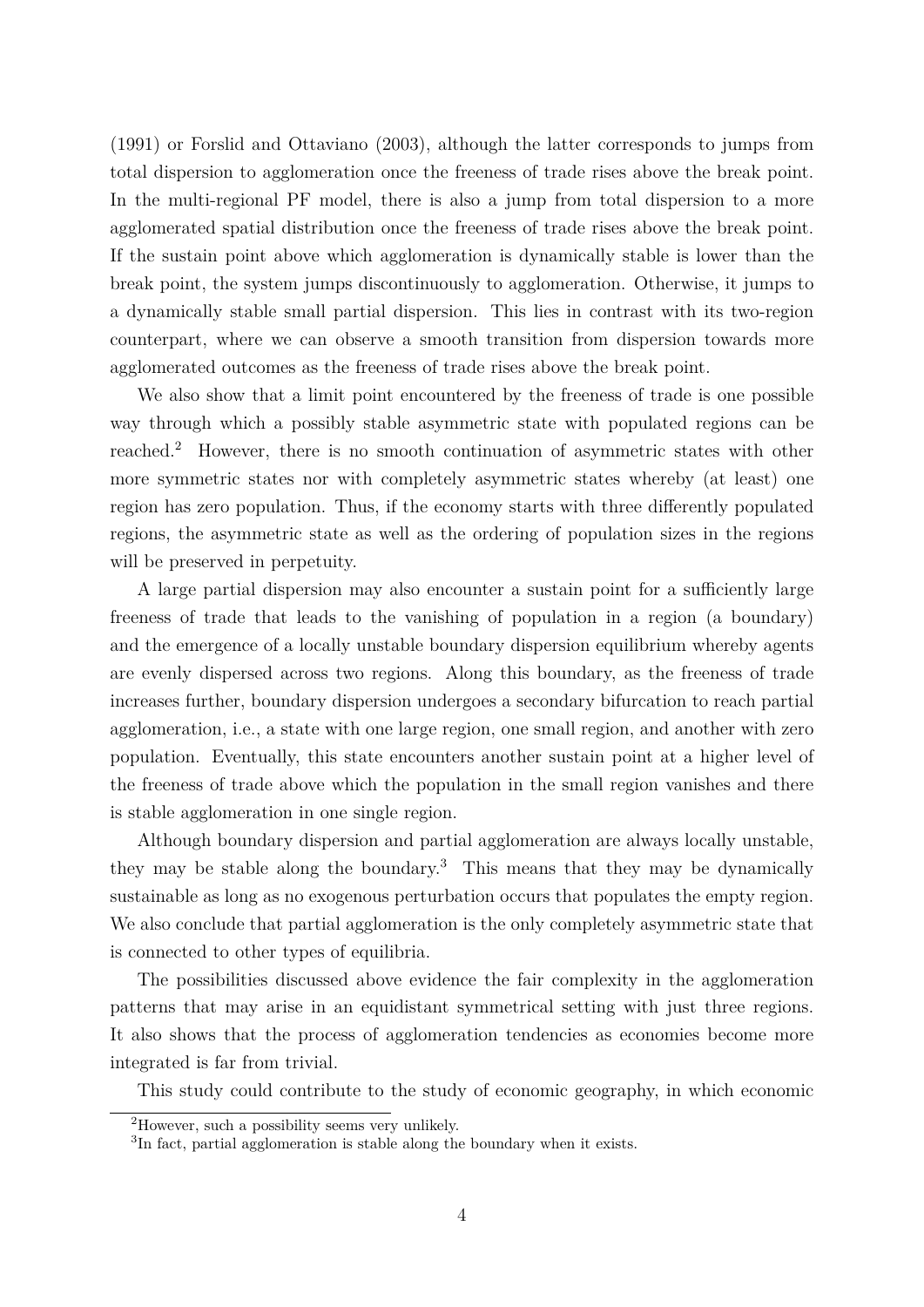(1991) or Forslid and Ottaviano (2003), although the latter corresponds to jumps from total dispersion to agglomeration once the freeness of trade rises above the break point. In the multi-regional PF model, there is also a jump from total dispersion to a more agglomerated spatial distribution once the freeness of trade rises above the break point. If the sustain point above which agglomeration is dynamically stable is lower than the break point, the system jumps discontinuously to agglomeration. Otherwise, it jumps to a dynamically stable small partial dispersion. This lies in contrast with its two-region counterpart, where we can observe a smooth transition from dispersion towards more agglomerated outcomes as the freeness of trade rises above the break point.

We also show that a limit point encountered by the freeness of trade is one possible way through which a possibly stable asymmetric state with populated regions can be reached.[2] However, there is no smooth continuation of asymmetric states with other more symmetric states nor with completely asymmetric states whereby (at least) one region has zero population. Thus, if the economy starts with three differently populated regions, the asymmetric state as well as the ordering of population sizes in the regions will be preserved in perpetuity.

A large partial dispersion may also encounter a sustain point for a sufficiently large freeness of trade that leads to the vanishing of population in a region (a boundary) and the emergence of a locally unstable boundary dispersion equilibrium whereby agents are evenly dispersed across two regions. Along this boundary, as the freeness of trade increases further, boundary dispersion undergoes a secondary bifurcation to reach partial agglomeration, i.e., a state with one large region, one small region, and another with zero population. Eventually, this state encounters another sustain point at a higher level of the freeness of trade above which the population in the small region vanishes and there is stable agglomeration in one single region.

Although boundary dispersion and partial agglomeration are always locally unstable, they may be stable along the boundary.[3] This means that they may be dynamically sustainable as long as no exogenous perturbation occurs that populates the empty region. We also conclude that partial agglomeration is the only completely asymmetric state that is connected to other types of equilibria.

The possibilities discussed above evidence the fair complexity in the agglomeration patterns that may arise in an equidistant symmetrical setting with just three regions. It also shows that the process of agglomeration tendencies as economies become more integrated is far from trivial.

This study could contribute to the study of economic geography, in which economic

[2] However, such a possibility seems very unlikely.

[3] In fact, partial agglomeration is stable along the boundary when it exists.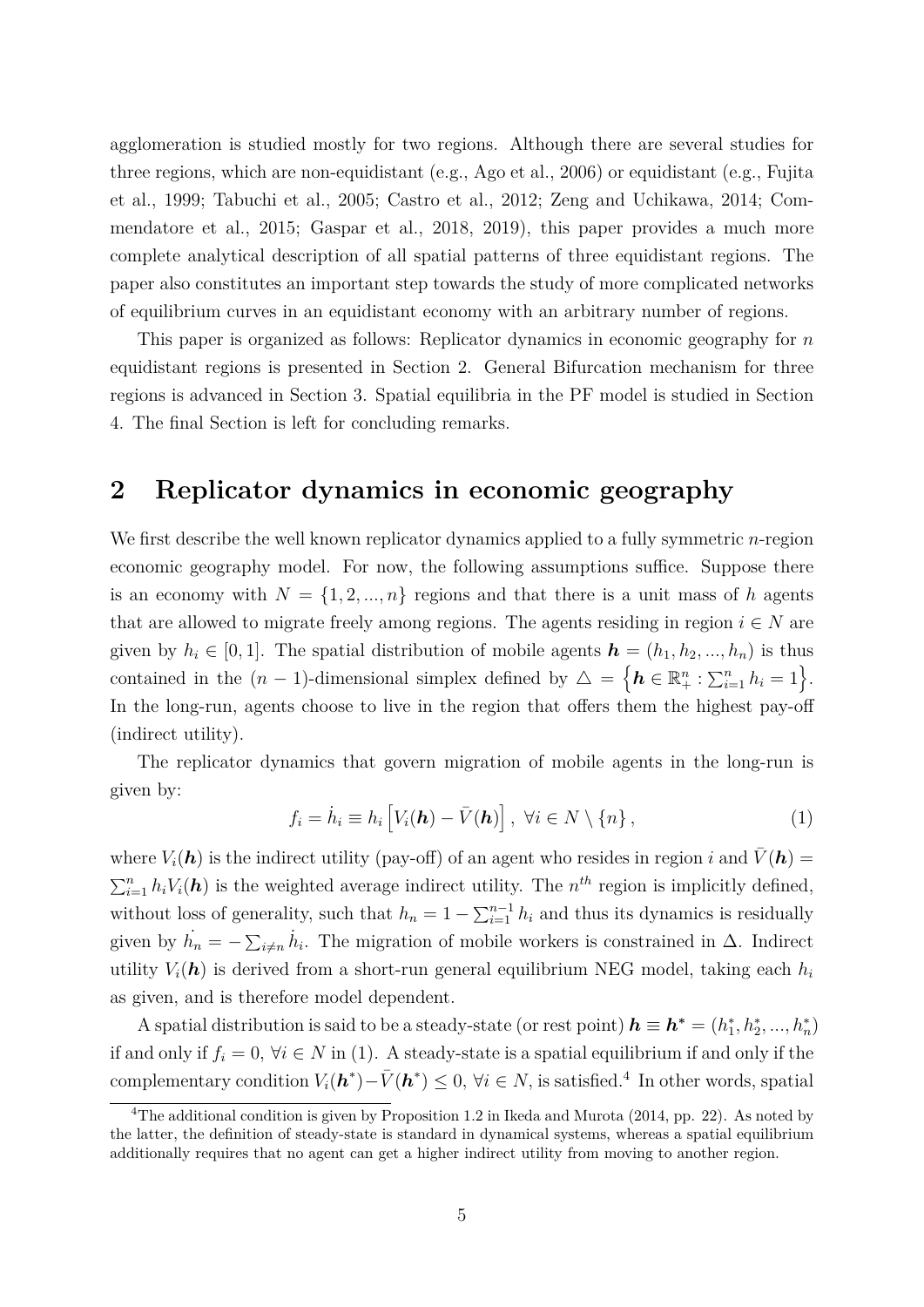agglomeration is studied mostly for two regions. Although there are several studies for three regions, which are non-equidistant (e.g., Ago et al., 2006) or equidistant (e.g., Fujita et al., 1999; Tabuchi et al., 2005; Castro et al., 2012; Zeng and Uchikawa, 2014; Commendatore et al., 2015; Gaspar et al., 2018, 2019), this paper provides a much more complete analytical description of all spatial patterns of three equidistant regions. The paper also constitutes an important step towards the study of more complicated networks of equilibrium curves in an equidistant economy with an arbitrary number of regions.

This paper is organized as follows: Replicator dynamics in economic geography for $n$ equidistant regions is presented in Section 2. General Bifurcation mechanism for three regions is advanced in Section 3. Spatial equilibria in the PF model is studied in Section 4. The final Section is left for concluding remarks.

## 2 Replicator dynamics in economic geography

We first describe the well known replicator dynamics applied to a fully symmetric $n$-region economic geography model. For now, the following assumptions suffice. Suppose there is an economy with $N = \{1, 2, ..., n\}$ regions and that there is a unit mass of $h$ agents that are allowed to migrate freely among regions. The agents residing in region $i \in N$ are given by $h_i \in [0, 1]$. The spatial distribution of mobile agents $\boldsymbol{h} = (h_1, h_2, ..., h_n)$ is thus contained in the $(n-1)$-dimensional simplex defined by $\triangle = \left\{\boldsymbol{h} \in \mathbb{R}_+^n : \sum_{i=1}^n h_i = 1\right\}$. In the long-run, agents choose to live in the region that offers them the highest pay-off (indirect utility).

The replicator dynamics that govern migration of mobile agents in the long-run is given by:

$$f_i = \dot{h}_i \equiv h_i \left[V_i(\boldsymbol{h}) - \bar{V}(\boldsymbol{h})\right], \ \forall i \in N \setminus \{n\}, \tag{1}$$

where $V_i(\boldsymbol{h})$ is the indirect utility (pay-off) of an agent who resides in region $i$ and $\bar{V}(\boldsymbol{h}) = \sum_{i=1}^n h_i V_i(\boldsymbol{h})$ is the weighted average indirect utility. The $n^{th}$ region is implicitly defined, without loss of generality, such that $h_n = 1 - \sum_{i=1}^{n-1} h_i$ and thus its dynamics is residually given by $\dot{h_n} = -\sum_{i \neq n} \dot{h}_i$. The migration of mobile workers is constrained in $\Delta$. Indirect utility $V_i(\boldsymbol{h})$ is derived from a short-run general equilibrium NEG model, taking each $h_i$ as given, and is therefore model dependent.

A spatial distribution is said to be a steady-state (or rest point) $\boldsymbol{h} \equiv \boldsymbol{h}^* = (h_1^*, h_2^*, ..., h_n^*)$ if and only if $f_i = 0$, $\forall i \in N$ in (1). A steady-state is a spatial equilibrium if and only if the complementary condition $V_i(\boldsymbol{h}^*) - \bar{V}(\boldsymbol{h}^*) \leq 0$, $\forall i \in N$, is satisfied.[4] In other words, spatial

[4] The additional condition is given by Proposition 1.2 in Ikeda and Murota (2014, pp. 22). As noted by the latter, the definition of steady-state is standard in dynamical systems, whereas a spatial equilibrium additionally requires that no agent can get a higher indirect utility from moving to another region.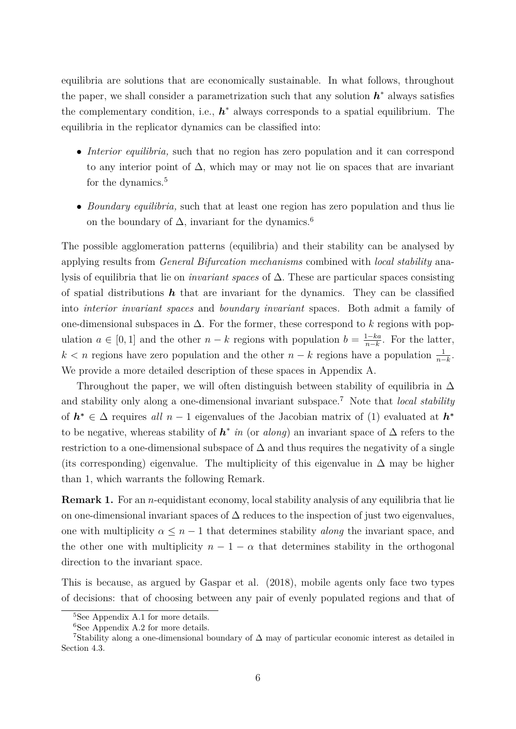equilibria are solutions that are economically sustainable. In what follows, throughout the paper, we shall consider a parametrization such that any solution $\boldsymbol{h}^*$ always satisfies the complementary condition, i.e., $\boldsymbol{h}^*$ always corresponds to a spatial equilibrium. The equilibria in the replicator dynamics can be classified into:

- *Interior equilibria,* such that no region has zero population and it can correspond to any interior point of $\Delta$, which may or may not lie on spaces that are invariant for the dynamics.[5]
- *Boundary equilibria,* such that at least one region has zero population and thus lie on the boundary of $\Delta$, invariant for the dynamics.[6]

The possible agglomeration patterns (equilibria) and their stability can be analysed by applying results from *General Bifurcation mechanisms* combined with *local stability* analysis of equilibria that lie on *invariant spaces* of $\Delta$. These are particular spaces consisting of spatial distributions $\boldsymbol{h}$ that are invariant for the dynamics. They can be classified into *interior invariant spaces* and *boundary invariant* spaces. Both admit a family of one-dimensional subspaces in $\Delta$. For the former, these correspond to $k$ regions with population $a \in [0, 1]$ and the other $n - k$ regions with population $b = \frac{1-ka}{n-k}$. For the latter, $k < n$ regions have zero population and the other $n - k$ regions have a population $\frac{1}{n-k}$. We provide a more detailed description of these spaces in Appendix A.

Throughout the paper, we will often distinguish between stability of equilibria in $\Delta$ and stability only along a one-dimensional invariant subspace.[7] Note that *local stability* of $\boldsymbol{h}^* \in \Delta$ requires *all* $n - 1$ eigenvalues of the Jacobian matrix of (1) evaluated at $\boldsymbol{h}^*$ to be negative, whereas stability of $\boldsymbol{h}^*$ *in* (or *along*) an invariant space of $\Delta$ refers to the restriction to a one-dimensional subspace of $\Delta$ and thus requires the negativity of a single (its corresponding) eigenvalue. The multiplicity of this eigenvalue in $\Delta$ may be higher than 1, which warrants the following Remark.

**Remark 1.** For an $n$-equidistant economy, local stability analysis of any equilibria that lie on one-dimensional invariant spaces of $\Delta$ reduces to the inspection of just two eigenvalues, one with multiplicity $\alpha \leq n - 1$ that determines stability *along* the invariant space, and the other one with multiplicity $n - 1 - \alpha$ that determines stability in the orthogonal direction to the invariant space.

This is because, as argued by Gaspar et al. (2018), mobile agents only face two types of decisions: that of choosing between any pair of evenly populated regions and that of

[5] See Appendix A.1 for more details.

[6] See Appendix A.2 for more details.

[7] Stability along a one-dimensional boundary of $\Delta$ may of particular economic interest as detailed in Section 4.3.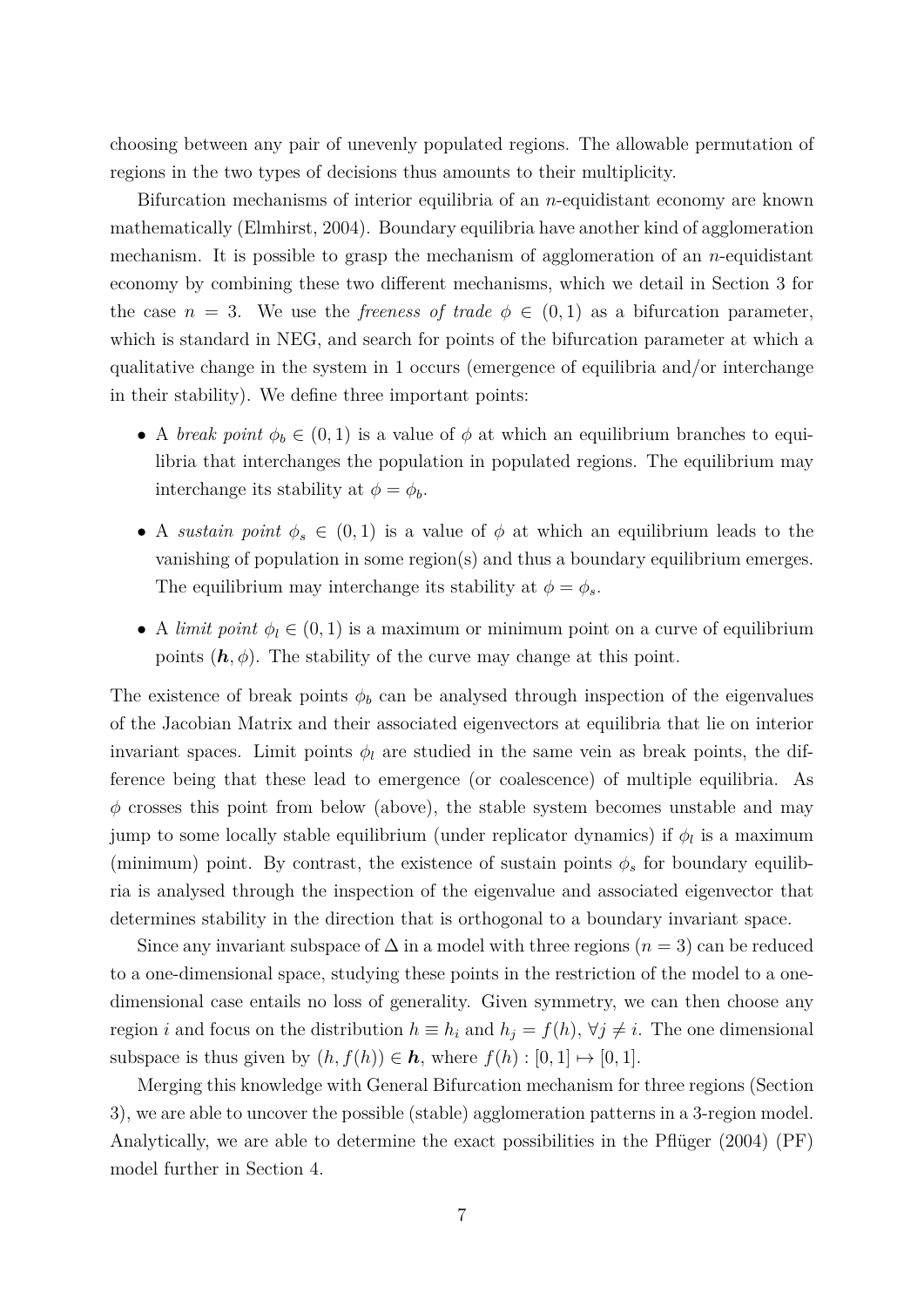choosing between any pair of unevenly populated regions. The allowable permutation of regions in the two types of decisions thus amounts to their multiplicity.

Bifurcation mechanisms of interior equilibria of an $n$-equidistant economy are known mathematically (Elmhirst, 2004). Boundary equilibria have another kind of agglomeration mechanism. It is possible to grasp the mechanism of agglomeration of an $n$-equidistant economy by combining these two different mechanisms, which we detail in Section 3 for the case $n = 3$. We use the *freeness of trade* $\phi \in (0,1)$ as a bifurcation parameter, which is standard in NEG, and search for points of the bifurcation parameter at which a qualitative change in the system in 1 occurs (emergence of equilibria and/or interchange in their stability). We define three important points:

- A *break point* $\phi_b \in (0,1)$ is a value of $\phi$ at which an equilibrium branches to equilibria that interchanges the population in populated regions. The equilibrium may interchange its stability at $\phi = \phi_b$.
- A *sustain point* $\phi_s \in (0,1)$ is a value of $\phi$ at which an equilibrium leads to the vanishing of population in some region(s) and thus a boundary equilibrium emerges. The equilibrium may interchange its stability at $\phi = \phi_s$.
- A *limit point* $\phi_l \in (0,1)$ is a maximum or minimum point on a curve of equilibrium points $(\boldsymbol{h}, \phi)$. The stability of the curve may change at this point.

The existence of break points $\phi_b$ can be analysed through inspection of the eigenvalues of the Jacobian Matrix and their associated eigenvectors at equilibria that lie on interior invariant spaces. Limit points $\phi_l$ are studied in the same vein as break points, the difference being that these lead to emergence (or coalescence) of multiple equilibria. As $\phi$ crosses this point from below (above), the stable system becomes unstable and may jump to some locally stable equilibrium (under replicator dynamics) if $\phi_l$ is a maximum (minimum) point. By contrast, the existence of sustain points $\phi_s$ for boundary equilibria is analysed through the inspection of the eigenvalue and associated eigenvector that determines stability in the direction that is orthogonal to a boundary invariant space.

Since any invariant subspace of $\Delta$ in a model with three regions ($n = 3$) can be reduced to a one-dimensional space, studying these points in the restriction of the model to a one-dimensional case entails no loss of generality. Given symmetry, we can then choose any region $i$ and focus on the distribution $h \equiv h_i$ and $h_j = f(h)$, $\forall j \neq i$. The one dimensional subspace is thus given by $(h, f(h)) \in \boldsymbol{h}$, where $f(h) : [0,1] \mapsto [0,1]$.

Merging this knowledge with General Bifurcation mechanism for three regions (Section 3), we are able to uncover the possible (stable) agglomeration patterns in a 3-region model. Analytically, we are able to determine the exact possibilities in the Pflüger (2004) (PF) model further in Section 4.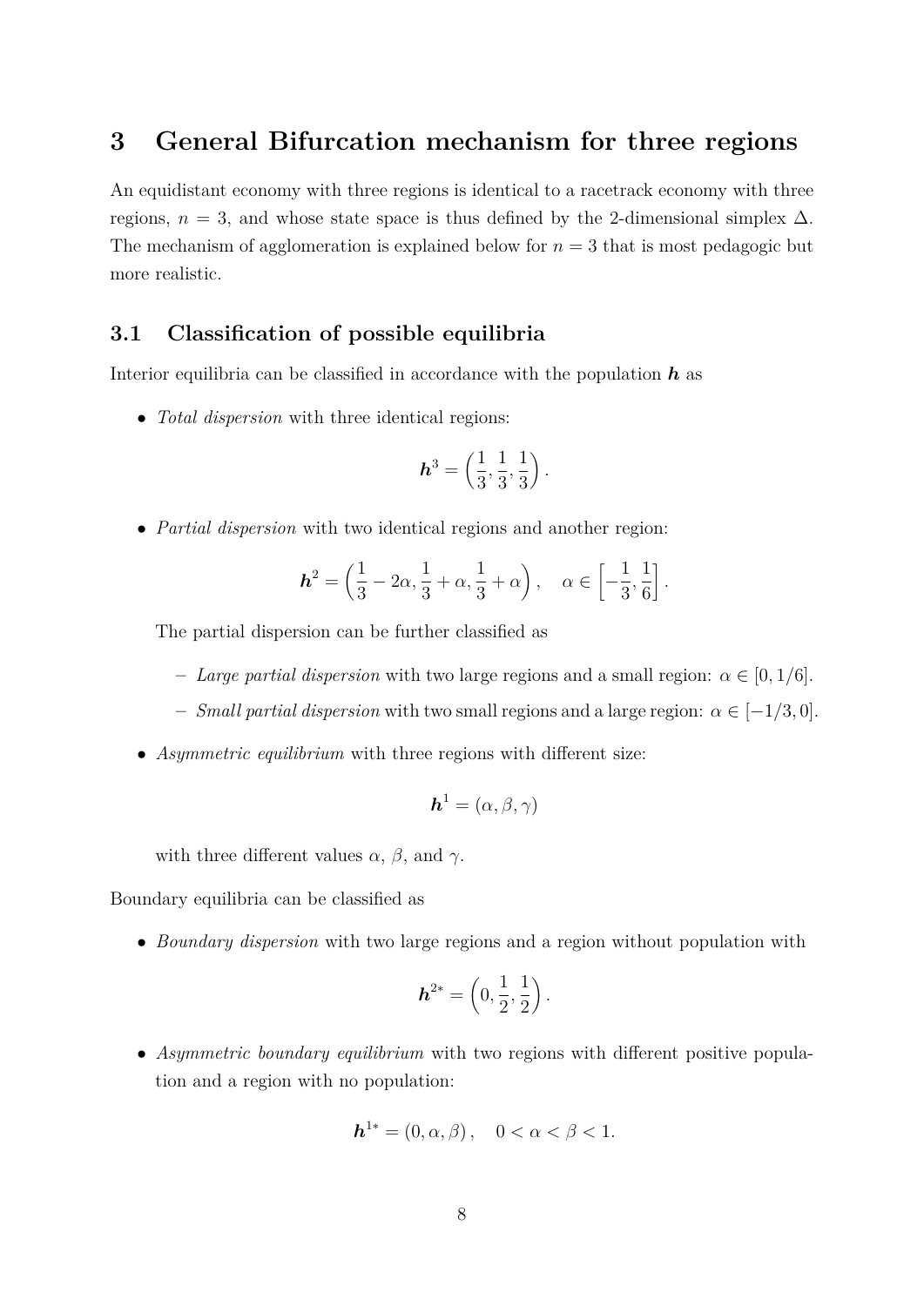# 3 General Bifurcation mechanism for three regions

An equidistant economy with three regions is identical to a racetrack economy with three regions, $n = 3$, and whose state space is thus defined by the 2-dimensional simplex $\Delta$. The mechanism of agglomeration is explained below for $n = 3$ that is most pedagogic but more realistic.

## 3.1 Classification of possible equilibria

Interior equilibria can be classified in accordance with the population $\boldsymbol{h}$ as

- *Total dispersion* with three identical regions:

$$\boldsymbol{h}^3 = \left(\frac{1}{3}, \frac{1}{3}, \frac{1}{3}\right).$$

- *Partial dispersion* with two identical regions and another region:

$$\boldsymbol{h}^2 = \left(\frac{1}{3} - 2\alpha, \frac{1}{3} + \alpha, \frac{1}{3} + \alpha\right), \quad \alpha \in \left[-\frac{1}{3}, \frac{1}{6}\right].$$

  The partial dispersion can be further classified as

  - *Large partial dispersion* with two large regions and a small region: $\alpha \in [0, 1/6]$.
  - *Small partial dispersion* with two small regions and a large region: $\alpha \in [-1/3, 0]$.

- *Asymmetric equilibrium* with three regions with different size:

$$\boldsymbol{h}^1 = (\alpha, \beta, \gamma)$$

  with three different values $\alpha$, $\beta$, and $\gamma$.

Boundary equilibria can be classified as

- *Boundary dispersion* with two large regions and a region without population with

$$\boldsymbol{h}^{2*} = \left(0, \frac{1}{2}, \frac{1}{2}\right).$$

- *Asymmetric boundary equilibrium* with two regions with different positive population and a region with no population:

$$\boldsymbol{h}^{1*} = (0, \alpha, \beta), \quad 0 < \alpha < \beta < 1.$$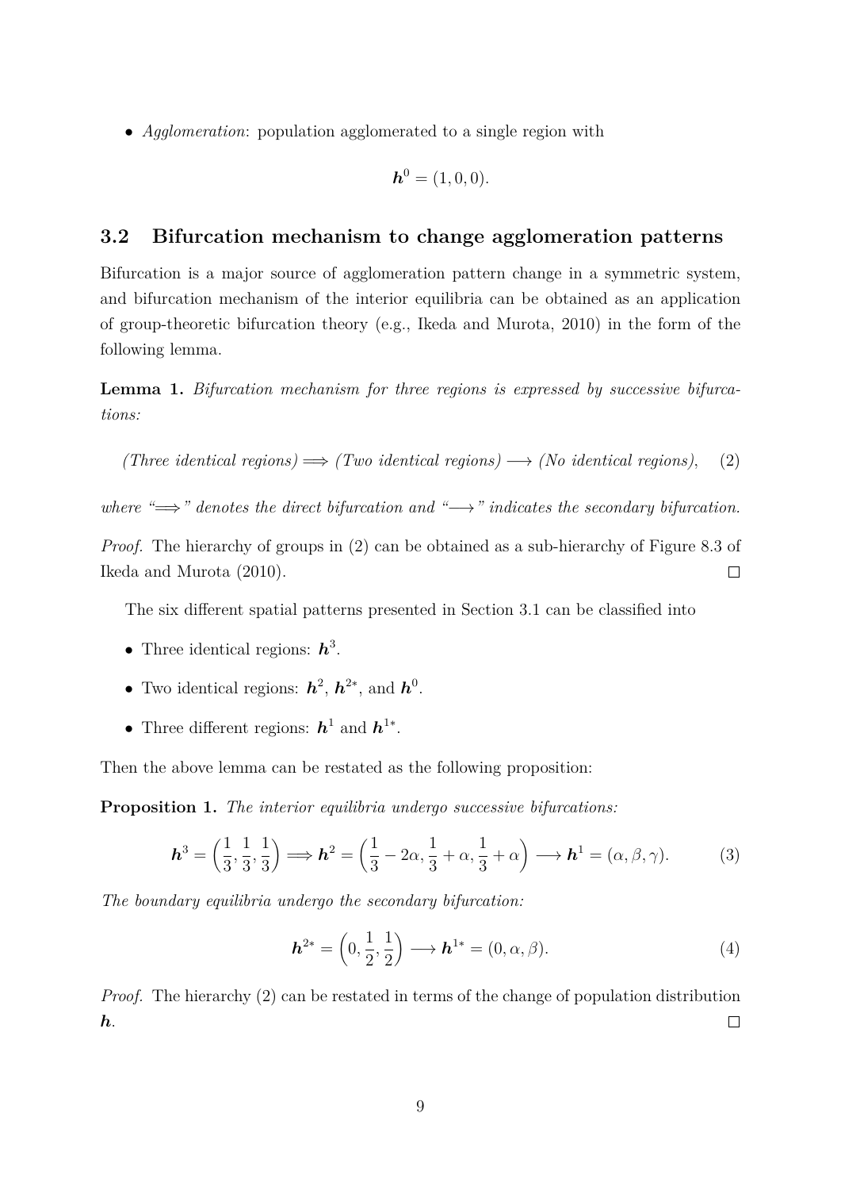- *Agglomeration*: population agglomerated to a single region with

$$\boldsymbol{h}^0 = (1, 0, 0).$$

### 3.2 Bifurcation mechanism to change agglomeration patterns

Bifurcation is a major source of agglomeration pattern change in a symmetric system, and bifurcation mechanism of the interior equilibria can be obtained as an application of group-theoretic bifurcation theory (e.g., Ikeda and Murota, 2010) in the form of the following lemma.

**Lemma 1.** *Bifurcation mechanism for three regions is expressed by successive bifurcations:*

$$\text{(Three identical regions)} \Longrightarrow \text{(Two identical regions)} \longrightarrow \text{(No identical regions)}, \quad (2)$$

*where "$\Longrightarrow$" denotes the direct bifurcation and "$\longrightarrow$" indicates the secondary bifurcation.*

*Proof.* The hierarchy of groups in (2) can be obtained as a sub-hierarchy of Figure 8.3 of Ikeda and Murota (2010). □

The six different spatial patterns presented in Section 3.1 can be classified into

- Three identical regions: $\boldsymbol{h}^3$.
- Two identical regions: $\boldsymbol{h}^2$, $\boldsymbol{h}^{2*}$, and $\boldsymbol{h}^0$.
- Three different regions: $\boldsymbol{h}^1$ and $\boldsymbol{h}^{1*}$.

Then the above lemma can be restated as the following proposition:

**Proposition 1.** *The interior equilibria undergo successive bifurcations:*

$$\boldsymbol{h}^3 = \left(\frac{1}{3}, \frac{1}{3}, \frac{1}{3}\right) \Longrightarrow \boldsymbol{h}^2 = \left(\frac{1}{3} - 2\alpha, \frac{1}{3} + \alpha, \frac{1}{3} + \alpha\right) \longrightarrow \boldsymbol{h}^1 = (\alpha, \beta, \gamma). \quad (3)$$

*The boundary equilibria undergo the secondary bifurcation:*

$$\boldsymbol{h}^{2*} = \left(0, \frac{1}{2}, \frac{1}{2}\right) \longrightarrow \boldsymbol{h}^{1*} = (0, \alpha, \beta). \quad (4)$$

*Proof.* The hierarchy (2) can be restated in terms of the change of population distribution $\boldsymbol{h}$. □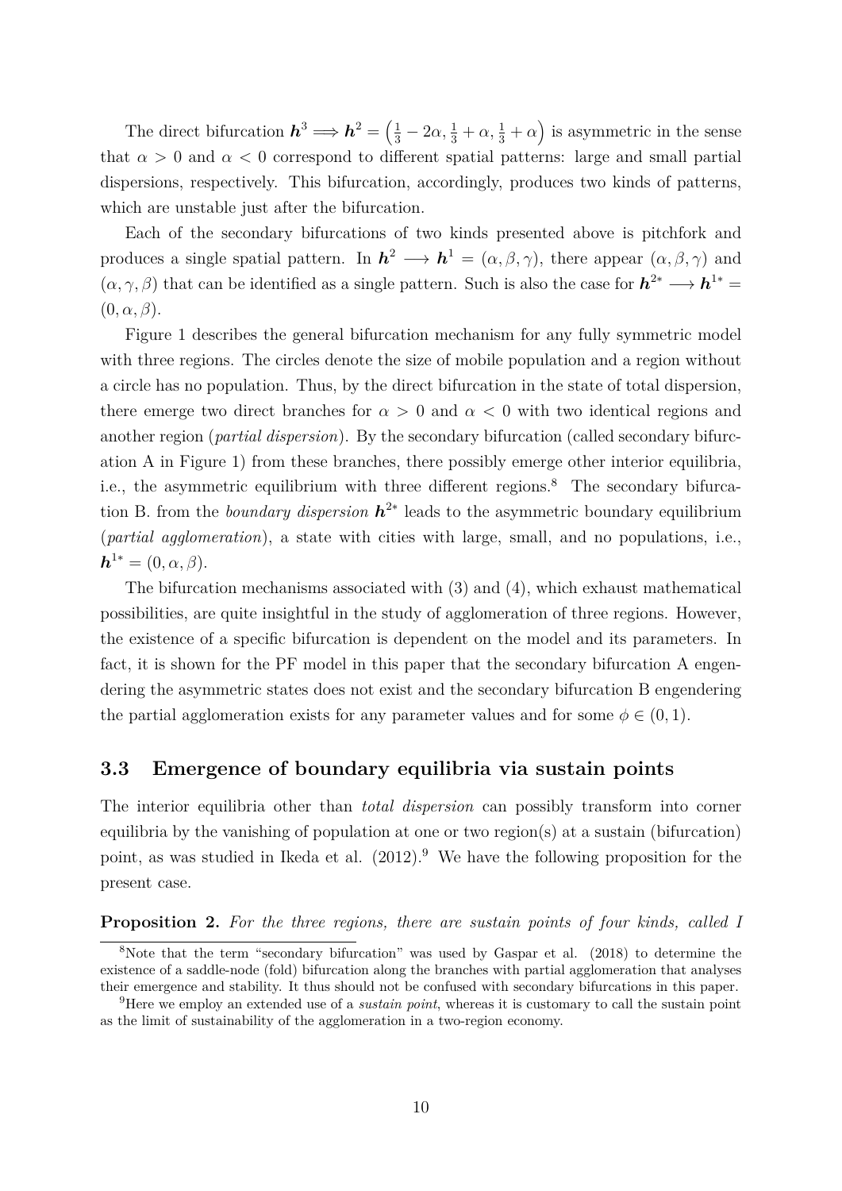The direct bifurcation $\boldsymbol{h}^3 \Longrightarrow \boldsymbol{h}^2 = \left(\frac{1}{3} - 2\alpha, \frac{1}{3} + \alpha, \frac{1}{3} + \alpha\right)$ is asymmetric in the sense that $\alpha > 0$ and $\alpha < 0$ correspond to different spatial patterns: large and small partial dispersions, respectively. This bifurcation, accordingly, produces two kinds of patterns, which are unstable just after the bifurcation.

Each of the secondary bifurcations of two kinds presented above is pitchfork and produces a single spatial pattern. In $\boldsymbol{h}^2 \longrightarrow \boldsymbol{h}^1 = (\alpha, \beta, \gamma)$, there appear $(\alpha, \beta, \gamma)$ and $(\alpha, \gamma, \beta)$ that can be identified as a single pattern. Such is also the case for $\boldsymbol{h}^{2*} \longrightarrow \boldsymbol{h}^{1*} = (0, \alpha, \beta)$.

Figure 1 describes the general bifurcation mechanism for any fully symmetric model with three regions. The circles denote the size of mobile population and a region without a circle has no population. Thus, by the direct bifurcation in the state of total dispersion, there emerge two direct branches for $\alpha > 0$ and $\alpha < 0$ with two identical regions and another region (*partial dispersion*). By the secondary bifurcation (called secondary bifurcation A in Figure 1) from these branches, there possibly emerge other interior equilibria, i.e., the asymmetric equilibrium with three different regions.[8] The secondary bifurcation B. from the *boundary dispersion* $\boldsymbol{h}^{2*}$ leads to the asymmetric boundary equilibrium (*partial agglomeration*), a state with cities with large, small, and no populations, i.e., $\boldsymbol{h}^{1*} = (0, \alpha, \beta)$.

The bifurcation mechanisms associated with (3) and (4), which exhaust mathematical possibilities, are quite insightful in the study of agglomeration of three regions. However, the existence of a specific bifurcation is dependent on the model and its parameters. In fact, it is shown for the PF model in this paper that the secondary bifurcation A engendering the asymmetric states does not exist and the secondary bifurcation B engendering the partial agglomeration exists for any parameter values and for some $\phi \in (0, 1)$.

### 3.3 Emergence of boundary equilibria via sustain points

The interior equilibria other than *total dispersion* can possibly transform into corner equilibria by the vanishing of population at one or two region(s) at a sustain (bifurcation) point, as was studied in Ikeda et al. (2012).[9] We have the following proposition for the present case.

**Proposition 2.** *For the three regions, there are sustain points of four kinds, called I*

[8] Note that the term "secondary bifurcation" was used by Gaspar et al. (2018) to determine the existence of a saddle-node (fold) bifurcation along the branches with partial agglomeration that analyses their emergence and stability. It thus should not be confused with secondary bifurcations in this paper.

[9] Here we employ an extended use of a *sustain point*, whereas it is customary to call the sustain point as the limit of sustainability of the agglomeration in a two-region economy.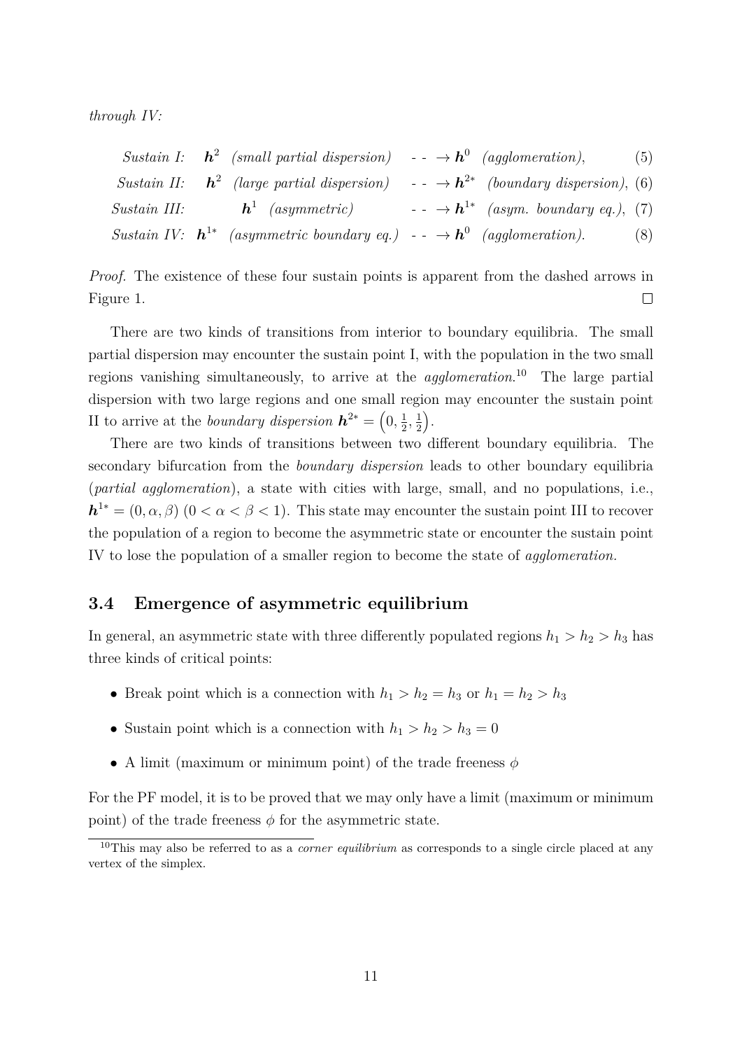*through IV:*

$$\begin{aligned}
&\textit{Sustain I:} \quad \boldsymbol{h}^2 \ \textit{(small partial dispersion)} \ \dashrightarrow \boldsymbol{h}^0 \ \textit{(agglomeration)}, && (5)\\
&\textit{Sustain II:} \quad \boldsymbol{h}^2 \ \textit{(large partial dispersion)} \ \dashrightarrow \boldsymbol{h}^{2*} \ \textit{(boundary dispersion)}, && (6)\\
&\textit{Sustain III:} \quad \boldsymbol{h}^1 \ \textit{(asymmetric)} \ \dashrightarrow \boldsymbol{h}^{1*} \ \textit{(asym. boundary eq.)}, && (7)\\
&\textit{Sustain IV:} \quad \boldsymbol{h}^{1*} \ \textit{(asymmetric boundary eq.)} \ \dashrightarrow \boldsymbol{h}^0 \ \textit{(agglomeration)}. && (8)
\end{aligned}$$

*Proof.* The existence of these four sustain points is apparent from the dashed arrows in Figure 1. $\square$

There are two kinds of transitions from interior to boundary equilibria. The small partial dispersion may encounter the sustain point I, with the population in the two small regions vanishing simultaneously, to arrive at the *agglomeration*.[10] The large partial dispersion with two large regions and one small region may encounter the sustain point II to arrive at the *boundary dispersion* $\boldsymbol{h}^{2*} = \left(0, \frac{1}{2}, \frac{1}{2}\right)$.

There are two kinds of transitions between two different boundary equilibria. The secondary bifurcation from the *boundary dispersion* leads to other boundary equilibria (*partial agglomeration*), a state with cities with large, small, and no populations, i.e., $\boldsymbol{h}^{1*} = (0, \alpha, \beta)$ $(0 < \alpha < \beta < 1)$. This state may encounter the sustain point III to recover the population of a region to become the asymmetric state or encounter the sustain point IV to lose the population of a smaller region to become the state of *agglomeration.*

### 3.4 Emergence of asymmetric equilibrium

In general, an asymmetric state with three differently populated regions $h_1 > h_2 > h_3$ has three kinds of critical points:

- Break point which is a connection with $h_1 > h_2 = h_3$ or $h_1 = h_2 > h_3$
- Sustain point which is a connection with $h_1 > h_2 > h_3 = 0$
- A limit (maximum or minimum point) of the trade freeness $\phi$

For the PF model, it is to be proved that we may only have a limit (maximum or minimum point) of the trade freeness $\phi$ for the asymmetric state.

[10] This may also be referred to as a *corner equilibrium* as corresponds to a single circle placed at any vertex of the simplex.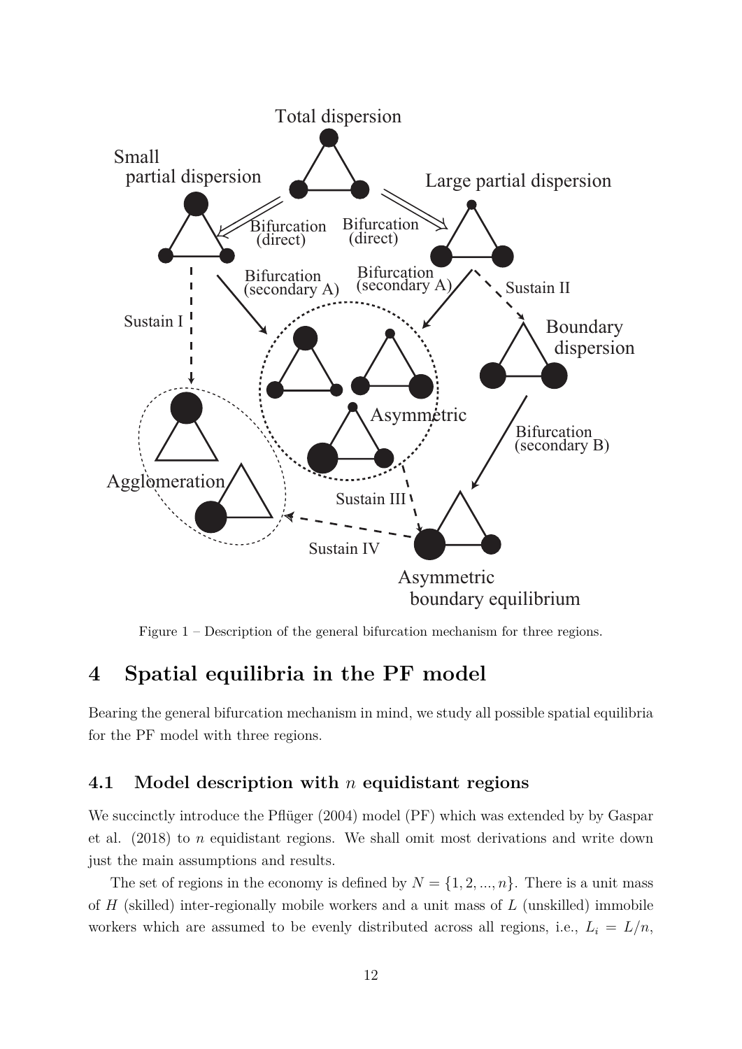Figure 1 – Description of the general bifurcation mechanism for three regions.

# 4 Spatial equilibria in the PF model

Bearing the general bifurcation mechanism in mind, we study all possible spatial equilibria for the PF model with three regions.

## 4.1 Model description with $n$ equidistant regions

We succinctly introduce the Pflüger (2004) model (PF) which was extended by by Gaspar et al. (2018) to $n$ equidistant regions. We shall omit most derivations and write down just the main assumptions and results.

The set of regions in the economy is defined by $N = \{1, 2, ..., n\}$. There is a unit mass of $H$ (skilled) inter-regionally mobile workers and a unit mass of $L$ (unskilled) immobile workers which are assumed to be evenly distributed across all regions, i.e., $L_i = L/n$,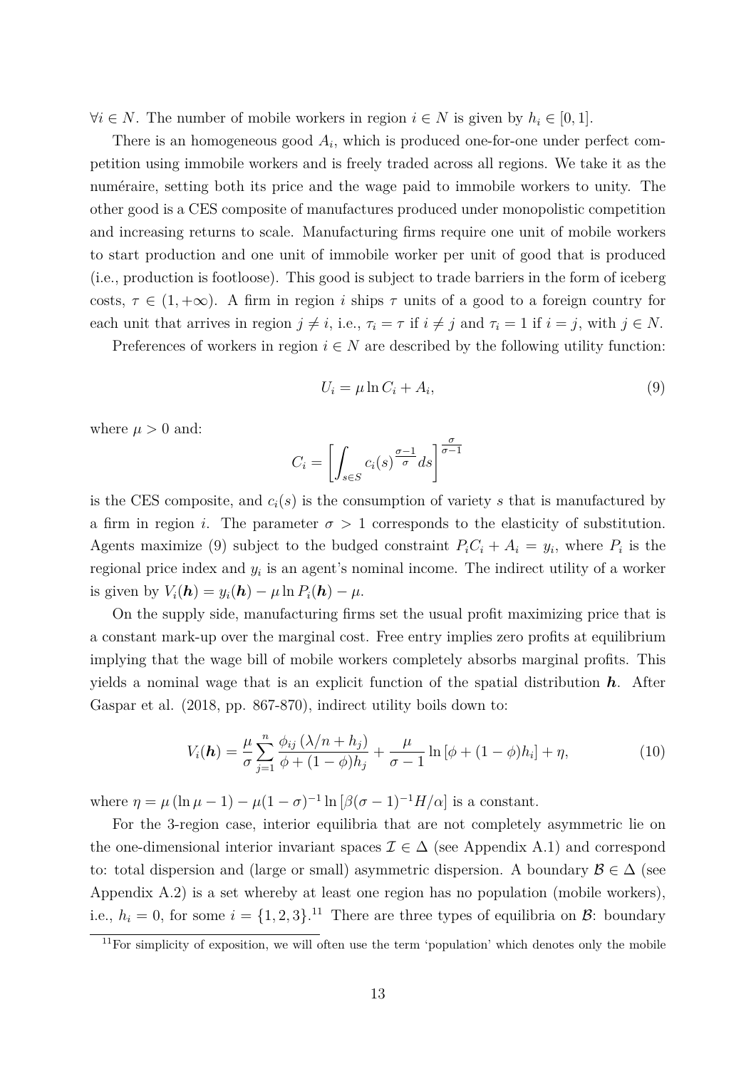$\forall i \in N$. The number of mobile workers in region $i \in N$ is given by $h_i \in [0, 1]$.

There is an homogeneous good $A_i$, which is produced one-for-one under perfect competition using immobile workers and is freely traded across all regions. We take it as the numéraire, setting both its price and the wage paid to immobile workers to unity. The other good is a CES composite of manufactures produced under monopolistic competition and increasing returns to scale. Manufacturing firms require one unit of mobile workers to start production and one unit of immobile worker per unit of good that is produced (i.e., production is footloose). This good is subject to trade barriers in the form of iceberg costs, $\tau \in (1, +\infty)$. A firm in region $i$ ships $\tau$ units of a good to a foreign country for each unit that arrives in region $j \neq i$, i.e., $\tau_i = \tau$ if $i \neq j$ and $\tau_i = 1$ if $i = j$, with $j \in N$.

Preferences of workers in region $i \in N$ are described by the following utility function:

$$U_i = \mu \ln C_i + A_i, \tag{9}$$

where $\mu > 0$ and:

$$C_i = \left[ \int_{s \in S} c_i(s)^{\frac{\sigma-1}{\sigma}} ds \right]^{\frac{\sigma}{\sigma-1}}$$

is the CES composite, and $c_i(s)$ is the consumption of variety $s$ that is manufactured by a firm in region $i$. The parameter $\sigma > 1$ corresponds to the elasticity of substitution. Agents maximize (9) subject to the budged constraint $P_i C_i + A_i = y_i$, where $P_i$ is the regional price index and $y_i$ is an agent's nominal income. The indirect utility of a worker is given by $V_i(\boldsymbol{h}) = y_i(\boldsymbol{h}) - \mu \ln P_i(\boldsymbol{h}) - \mu$.

On the supply side, manufacturing firms set the usual profit maximizing price that is a constant mark-up over the marginal cost. Free entry implies zero profits at equilibrium implying that the wage bill of mobile workers completely absorbs marginal profits. This yields a nominal wage that is an explicit function of the spatial distribution $\boldsymbol{h}$. After Gaspar et al. (2018, pp. 867-870), indirect utility boils down to:

$$V_i(\boldsymbol{h}) = \frac{\mu}{\sigma} \sum_{j=1}^{n} \frac{\phi_{ij} \left( \lambda/n + h_j \right)}{\phi + (1-\phi) h_j} + \frac{\mu}{\sigma - 1} \ln \left[ \phi + (1-\phi) h_i \right] + \eta, \tag{10}$$

where $\eta = \mu \left( \ln \mu - 1 \right) - \mu (1-\sigma)^{-1} \ln \left[ \beta (\sigma - 1)^{-1} H / \alpha \right]$ is a constant.

For the 3-region case, interior equilibria that are not completely asymmetric lie on the one-dimensional interior invariant spaces $\mathcal{I} \in \Delta$ (see Appendix A.1) and correspond to: total dispersion and (large or small) asymmetric dispersion. A boundary $\mathcal{B} \in \Delta$ (see Appendix A.2) is a set whereby at least one region has no population (mobile workers), i.e., $h_i = 0$, for some $i = \{1, 2, 3\}$.[11] There are three types of equilibria on $\mathcal{B}$: boundary

[11] For simplicity of exposition, we will often use the term 'population' which denotes only the mobile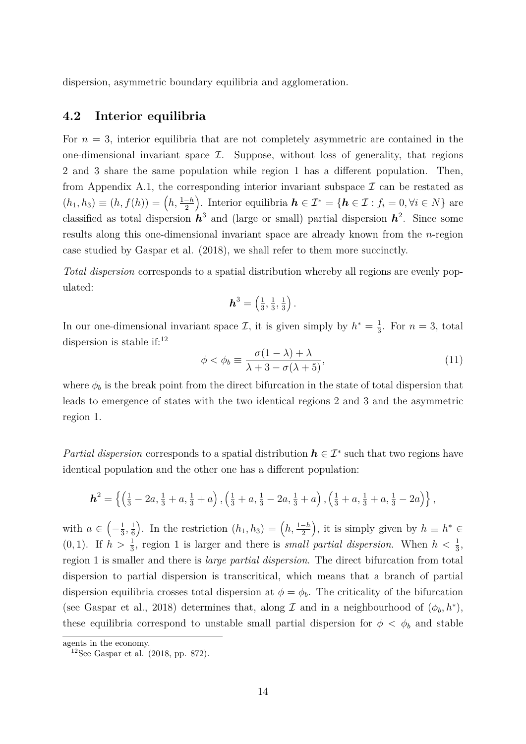dispersion, asymmetric boundary equilibria and agglomeration.

## 4.2 Interior equilibria

For $n = 3$, interior equilibria that are not completely asymmetric are contained in the one-dimensional invariant space $\mathcal{I}$. Suppose, without loss of generality, that regions 2 and 3 share the same population while region 1 has a different population. Then, from Appendix A.1, the corresponding interior invariant subspace $\mathcal{I}$ can be restated as $(h_1, h_3) \equiv (h, f(h)) = \left(h, \frac{1-h}{2}\right)$. Interior equilibria $\boldsymbol{h} \in \mathcal{I}^* = \{\boldsymbol{h} \in \mathcal{I} : f_i = 0, \forall i \in N\}$ are classified as total dispersion $\boldsymbol{h}^3$ and (large or small) partial dispersion $\boldsymbol{h}^2$. Since some results along this one-dimensional invariant space are already known from the $n$-region case studied by Gaspar et al. (2018), we shall refer to them more succinctly.

*Total dispersion* corresponds to a spatial distribution whereby all regions are evenly populated:

$$\boldsymbol{h}^3 = \left(\tfrac{1}{3}, \tfrac{1}{3}, \tfrac{1}{3}\right).$$

In our one-dimensional invariant space $\mathcal{I}$, it is given simply by $h^* = \frac{1}{3}$. For $n = 3$, total dispersion is stable if:[12]

$$\phi < \phi_b \equiv \frac{\sigma(1-\lambda) + \lambda}{\lambda + 3 - \sigma(\lambda + 5)}, \tag{11}$$

where $\phi_b$ is the break point from the direct bifurcation in the state of total dispersion that leads to emergence of states with the two identical regions 2 and 3 and the asymmetric region 1.

*Partial dispersion* corresponds to a spatial distribution $\boldsymbol{h} \in \mathcal{I}^*$ such that two regions have identical population and the other one has a different population:

$$\boldsymbol{h}^2 = \left\{ \left(\tfrac{1}{3} - 2a, \tfrac{1}{3} + a, \tfrac{1}{3} + a\right), \left(\tfrac{1}{3} + a, \tfrac{1}{3} - 2a, \tfrac{1}{3} + a\right), \left(\tfrac{1}{3} + a, \tfrac{1}{3} + a, \tfrac{1}{3} - 2a\right) \right\},$$

with $a \in \left(-\frac{1}{3}, \frac{1}{6}\right)$. In the restriction $(h_1, h_3) = \left(h, \frac{1-h}{2}\right)$, it is simply given by $h \equiv h^* \in (0, 1)$. If $h > \frac{1}{3}$, region 1 is larger and there is *small partial dispersion*. When $h < \frac{1}{3}$, region 1 is smaller and there is *large partial dispersion*. The direct bifurcation from total dispersion to partial dispersion is transcritical, which means that a branch of partial dispersion equilibria crosses total dispersion at $\phi = \phi_b$. The criticality of the bifurcation (see Gaspar et al., 2018) determines that, along $\mathcal{I}$ and in a neighbourhood of $(\phi_b, h^*)$, these equilibria correspond to unstable small partial dispersion for $\phi < \phi_b$ and stable

agents in the economy.

[12] See Gaspar et al. (2018, pp. 872).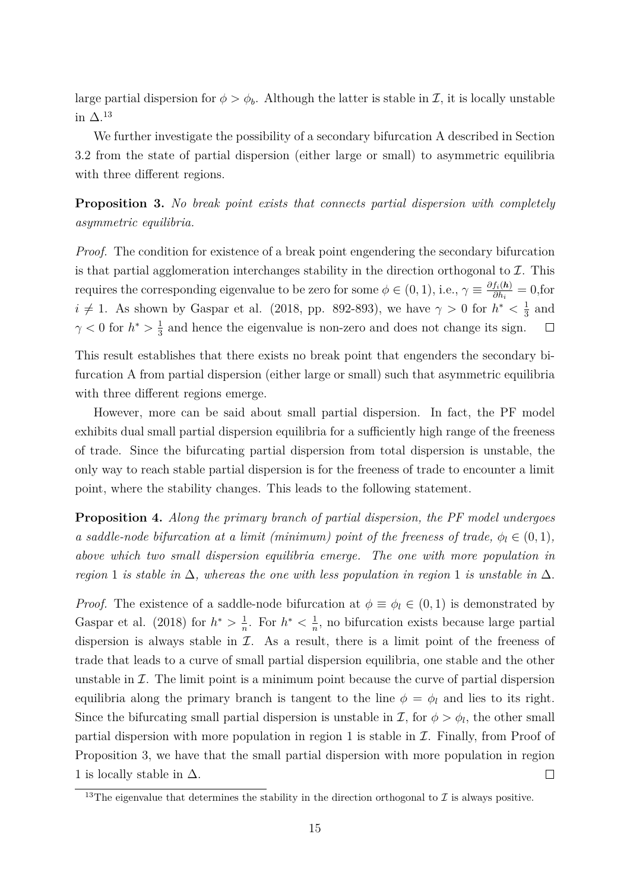large partial dispersion for $\phi > \phi_b$. Although the latter is stable in $\mathcal{I}$, it is locally unstable in $\Delta$.[13]

We further investigate the possibility of a secondary bifurcation A described in Section 3.2 from the state of partial dispersion (either large or small) to asymmetric equilibria with three different regions.

**Proposition 3.** *No break point exists that connects partial dispersion with completely asymmetric equilibria.*

*Proof.* The condition for existence of a break point engendering the secondary bifurcation is that partial agglomeration interchanges stability in the direction orthogonal to $\mathcal{I}$. This requires the corresponding eigenvalue to be zero for some $\phi \in (0, 1)$, i.e., $\gamma \equiv \frac{\partial f_i(\boldsymbol{h})}{\partial h_i} = 0$,for $i \neq 1$. As shown by Gaspar et al. (2018, pp. 892-893), we have $\gamma > 0$ for $h^* < \frac{1}{3}$ and $\gamma < 0$ for $h^* > \frac{1}{3}$ and hence the eigenvalue is non-zero and does not change its sign. □

This result establishes that there exists no break point that engenders the secondary bifurcation A from partial dispersion (either large or small) such that asymmetric equilibria with three different regions emerge.

However, more can be said about small partial dispersion. In fact, the PF model exhibits dual small partial dispersion equilibria for a sufficiently high range of the freeness of trade. Since the bifurcating partial dispersion from total dispersion is unstable, the only way to reach stable partial dispersion is for the freeness of trade to encounter a limit point, where the stability changes. This leads to the following statement.

**Proposition 4.** *Along the primary branch of partial dispersion, the PF model undergoes a saddle-node bifurcation at a limit (minimum) point of the freeness of trade, $\phi_l \in (0, 1)$, above which two small dispersion equilibria emerge. The one with more population in region 1 is stable in $\Delta$, whereas the one with less population in region 1 is unstable in $\Delta$.*

*Proof.* The existence of a saddle-node bifurcation at $\phi \equiv \phi_l \in (0, 1)$ is demonstrated by Gaspar et al. (2018) for $h^* > \frac{1}{n}$. For $h^* < \frac{1}{n}$, no bifurcation exists because large partial dispersion is always stable in $\mathcal{I}$. As a result, there is a limit point of the freeness of trade that leads to a curve of small partial dispersion equilibria, one stable and the other unstable in $\mathcal{I}$. The limit point is a minimum point because the curve of partial dispersion equilibria along the primary branch is tangent to the line $\phi = \phi_l$ and lies to its right. Since the bifurcating small partial dispersion is unstable in $\mathcal{I}$, for $\phi > \phi_l$, the other small partial dispersion with more population in region 1 is stable in $\mathcal{I}$. Finally, from Proof of Proposition 3, we have that the small partial dispersion with more population in region 1 is locally stable in $\Delta$. □

[13] The eigenvalue that determines the stability in the direction orthogonal to $\mathcal{I}$ is always positive.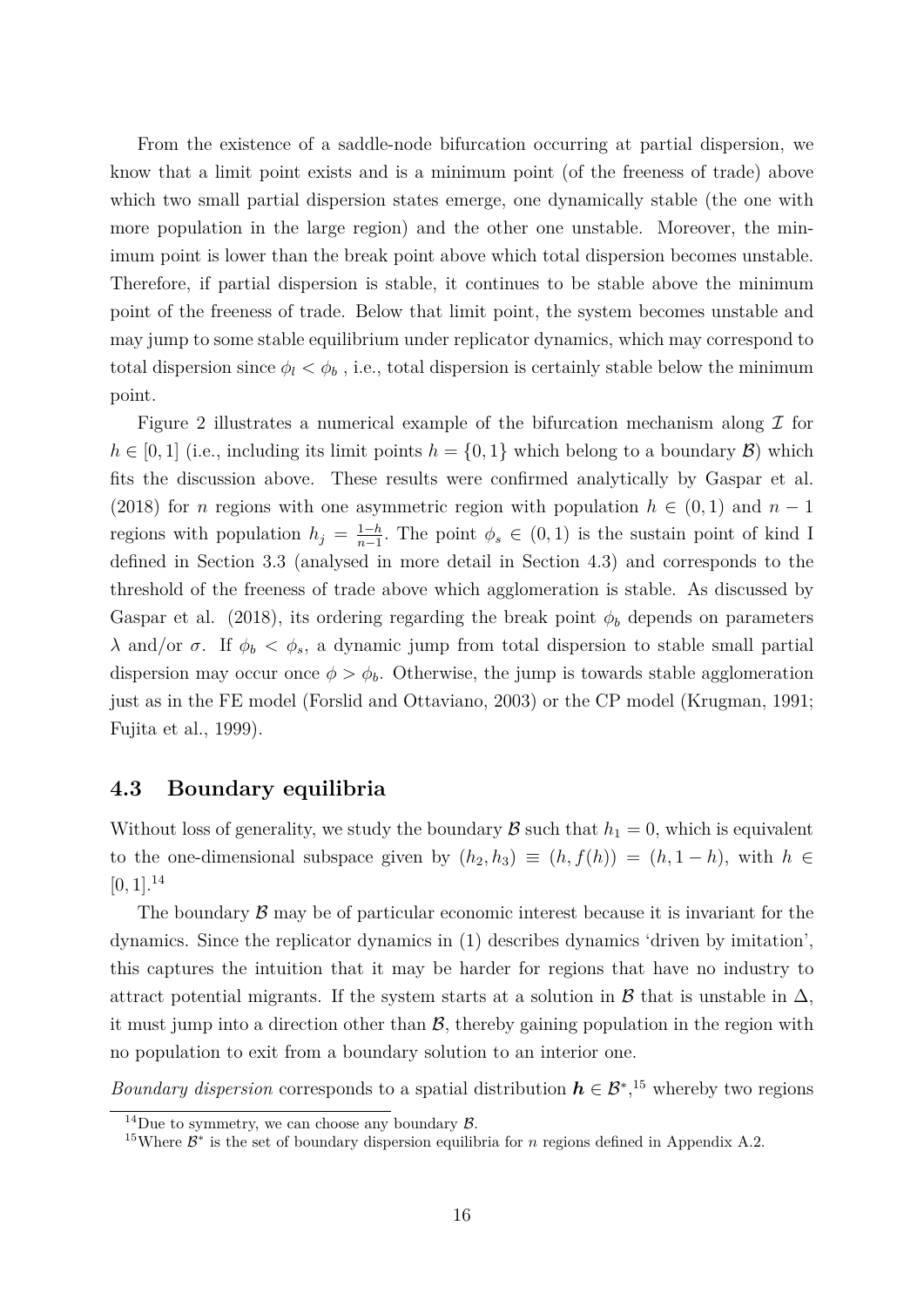From the existence of a saddle-node bifurcation occurring at partial dispersion, we know that a limit point exists and is a minimum point (of the freeness of trade) above which two small partial dispersion states emerge, one dynamically stable (the one with more population in the large region) and the other one unstable. Moreover, the minimum point is lower than the break point above which total dispersion becomes unstable. Therefore, if partial dispersion is stable, it continues to be stable above the minimum point of the freeness of trade. Below that limit point, the system becomes unstable and may jump to some stable equilibrium under replicator dynamics, which may correspond to total dispersion since $\phi_l < \phi_b$ , i.e., total dispersion is certainly stable below the minimum point.

Figure 2 illustrates a numerical example of the bifurcation mechanism along $\mathcal{I}$ for $h \in [0, 1]$ (i.e., including its limit points $h = \{0, 1\}$ which belong to a boundary $\mathcal{B}$) which fits the discussion above. These results were confirmed analytically by Gaspar et al. (2018) for $n$ regions with one asymmetric region with population $h \in (0, 1)$ and $n - 1$ regions with population $h_j = \frac{1-h}{n-1}$. The point $\phi_s \in (0, 1)$ is the sustain point of kind I defined in Section 3.3 (analysed in more detail in Section 4.3) and corresponds to the threshold of the freeness of trade above which agglomeration is stable. As discussed by Gaspar et al. (2018), its ordering regarding the break point $\phi_b$ depends on parameters $\lambda$ and/or $\sigma$. If $\phi_b < \phi_s$, a dynamic jump from total dispersion to stable small partial dispersion may occur once $\phi > \phi_b$. Otherwise, the jump is towards stable agglomeration just as in the FE model (Forslid and Ottaviano, 2003) or the CP model (Krugman, 1991; Fujita et al., 1999).

## 4.3 Boundary equilibria

Without loss of generality, we study the boundary $\mathcal{B}$ such that $h_1 = 0$, which is equivalent to the one-dimensional subspace given by $(h_2, h_3) \equiv (h, f(h)) = (h, 1 - h)$, with $h \in [0, 1]$.[14]

The boundary $\mathcal{B}$ may be of particular economic interest because it is invariant for the dynamics. Since the replicator dynamics in (1) describes dynamics 'driven by imitation', this captures the intuition that it may be harder for regions that have no industry to attract potential migrants. If the system starts at a solution in $\mathcal{B}$ that is unstable in $\Delta$, it must jump into a direction other than $\mathcal{B}$, thereby gaining population in the region with no population to exit from a boundary solution to an interior one.

*Boundary dispersion* corresponds to a spatial distribution $\boldsymbol{h} \in \mathcal{B}^*$,[15] whereby two regions

[14] Due to symmetry, we can choose any boundary $\mathcal{B}$.

[15] Where $\mathcal{B}^*$ is the set of boundary dispersion equilibria for $n$ regions defined in Appendix A.2.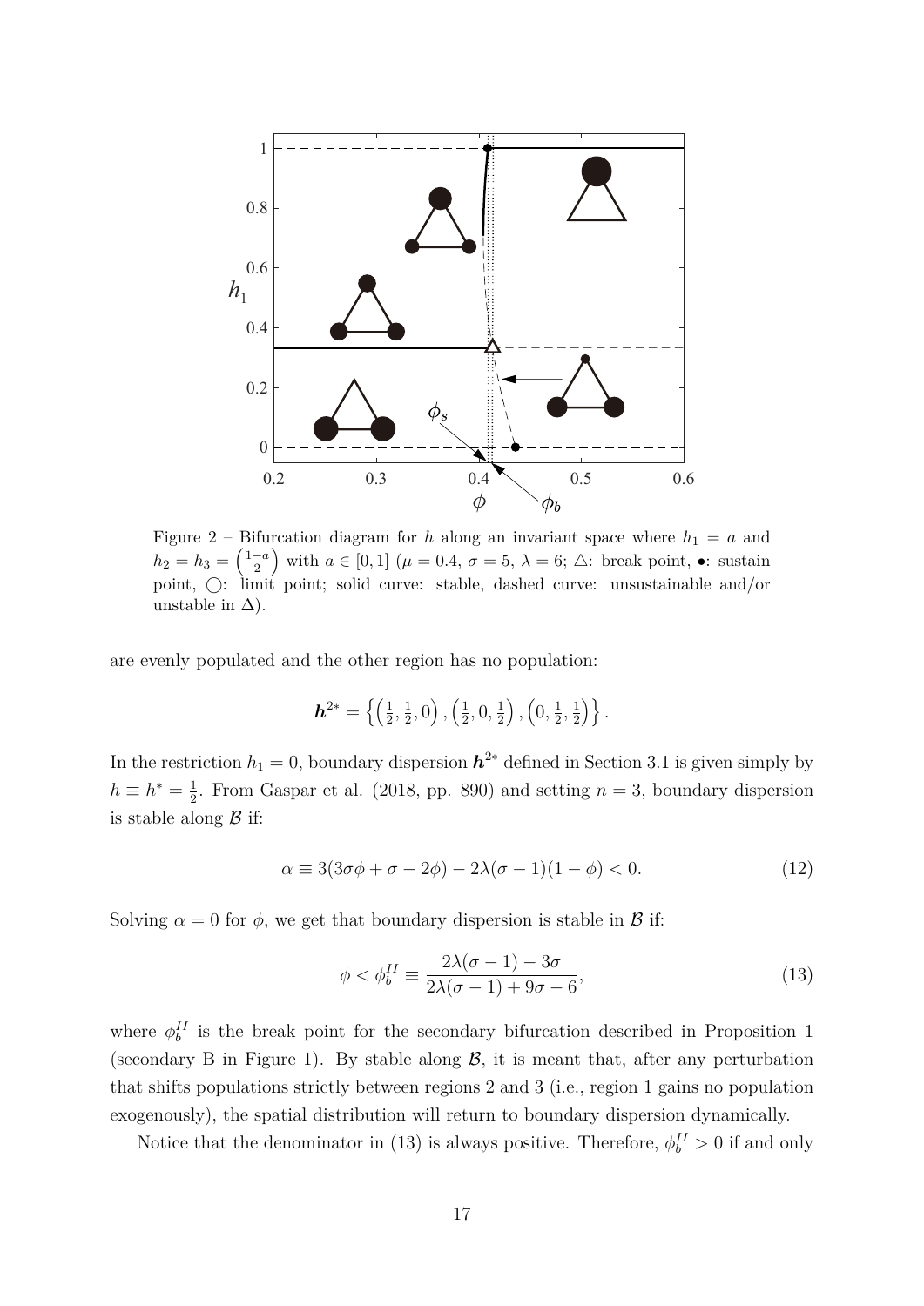Figure 2 – Bifurcation diagram for $h$ along an invariant space where $h_1 = a$ and $h_2 = h_3 = \left(\frac{1-a}{2}\right)$ with $a \in [0, 1]$ ($\mu = 0.4$, $\sigma = 5$, $\lambda = 6$; △: break point, •: sustain point, ○: limit point; solid curve: stable, dashed curve: unsustainable and/or unstable in $\Delta$).

are evenly populated and the other region has no population:

$$\boldsymbol{h}^{2*} = \left\{ \left(\tfrac{1}{2}, \tfrac{1}{2}, 0\right), \left(\tfrac{1}{2}, 0, \tfrac{1}{2}\right), \left(0, \tfrac{1}{2}, \tfrac{1}{2}\right) \right\}.$$

In the restriction $h_1 = 0$, boundary dispersion $\boldsymbol{h}^{2*}$ defined in Section 3.1 is given simply by $h \equiv h^* = \frac{1}{2}$. From Gaspar et al. (2018, pp. 890) and setting $n = 3$, boundary dispersion is stable along $\mathcal{B}$ if:

$$\alpha \equiv 3(3\sigma\phi + \sigma - 2\phi) - 2\lambda(\sigma - 1)(1 - \phi) < 0. \tag{12}$$

Solving $\alpha = 0$ for $\phi$, we get that boundary dispersion is stable in $\mathcal{B}$ if:

$$\phi < \phi_b^{II} \equiv \frac{2\lambda(\sigma - 1) - 3\sigma}{2\lambda(\sigma - 1) + 9\sigma - 6}, \tag{13}$$

where $\phi_b^{II}$ is the break point for the secondary bifurcation described in Proposition 1 (secondary B in Figure 1). By stable along $\mathcal{B}$, it is meant that, after any perturbation that shifts populations strictly between regions 2 and 3 (i.e., region 1 gains no population exogenously), the spatial distribution will return to boundary dispersion dynamically.

Notice that the denominator in (13) is always positive. Therefore, $\phi_b^{II} > 0$ if and only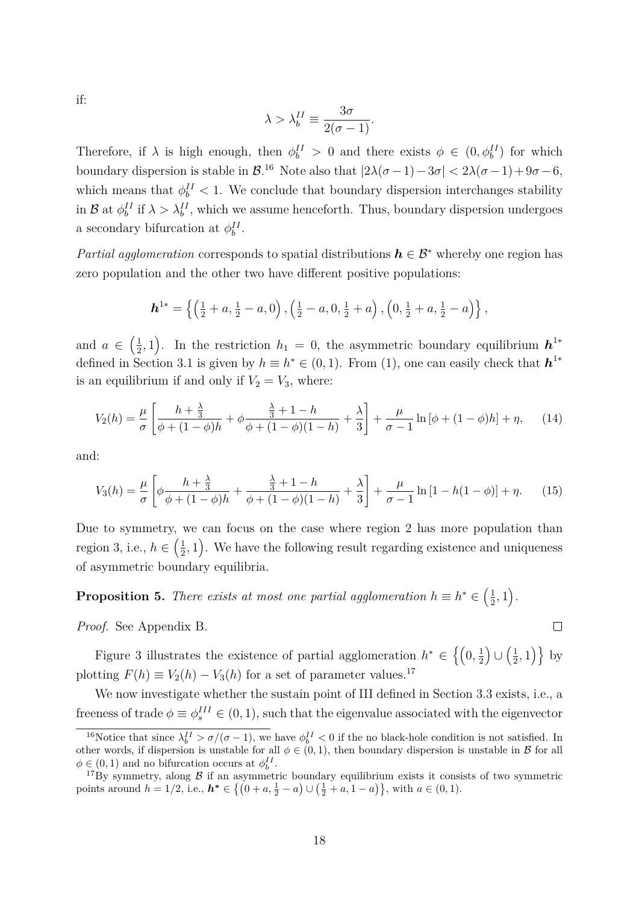if:

$$\lambda > \lambda_b^{II} \equiv \frac{3\sigma}{2(\sigma-1)}.$$

Therefore, if $\lambda$ is high enough, then $\phi_b^{II} > 0$ and there exists $\phi \in (0, \phi_b^{II})$ for which boundary dispersion is stable in $\mathcal{B}$.[16] Note also that $|2\lambda(\sigma-1) - 3\sigma| < 2\lambda(\sigma-1) + 9\sigma - 6$, which means that $\phi_b^{II} < 1$. We conclude that boundary dispersion interchanges stability in $\mathcal{B}$ at $\phi_b^{II}$ if $\lambda > \lambda_b^{II}$, which we assume henceforth. Thus, boundary dispersion undergoes a secondary bifurcation at $\phi_b^{II}$.

*Partial agglomeration* corresponds to spatial distributions $\boldsymbol{h} \in \mathcal{B}^*$ whereby one region has zero population and the other two have different positive populations:

$$\boldsymbol{h}^{1*} = \left\{ \left(\tfrac{1}{2}+a, \tfrac{1}{2}-a, 0\right), \left(\tfrac{1}{2}-a, 0, \tfrac{1}{2}+a\right), \left(0, \tfrac{1}{2}+a, \tfrac{1}{2}-a\right) \right\},$$

and $a \in \left(\frac{1}{2}, 1\right)$. In the restriction $h_1 = 0$, the asymmetric boundary equilibrium $\boldsymbol{h}^{1*}$ defined in Section 3.1 is given by $h \equiv h^* \in (0,1)$. From (1), one can easily check that $\boldsymbol{h}^{1*}$ is an equilibrium if and only if $V_2 = V_3$, where:

$$V_2(h) = \frac{\mu}{\sigma}\left[\frac{h+\frac{\lambda}{3}}{\phi+(1-\phi)h} + \phi\frac{\frac{\lambda}{3}+1-h}{\phi+(1-\phi)(1-h)} + \frac{\lambda}{3}\right] + \frac{\mu}{\sigma-1}\ln\left[\phi+(1-\phi)h\right] + \eta, \tag{14}$$

and:

$$V_3(h) = \frac{\mu}{\sigma}\left[\phi\frac{h+\frac{\lambda}{3}}{\phi+(1-\phi)h} + \frac{\frac{\lambda}{3}+1-h}{\phi+(1-\phi)(1-h)} + \frac{\lambda}{3}\right] + \frac{\mu}{\sigma-1}\ln\left[1-h(1-\phi)\right] + \eta. \tag{15}$$

Due to symmetry, we can focus on the case where region 2 has more population than region 3, i.e., $h \in \left(\frac{1}{2}, 1\right)$. We have the following result regarding existence and uniqueness of asymmetric boundary equilibria.

**Proposition 5.** *There exists at most one partial agglomeration $h \equiv h^* \in \left(\frac{1}{2}, 1\right)$.*

*Proof.* See Appendix B. □

Figure 3 illustrates the existence of partial agglomeration $h^* \in \left\{\left(0, \frac{1}{2}\right) \cup \left(\frac{1}{2}, 1\right)\right\}$ by plotting $F(h) \equiv V_2(h) - V_3(h)$ for a set of parameter values.[17]

We now investigate whether the sustain point of III defined in Section 3.3 exists, i.e., a freeness of trade $\phi \equiv \phi_s^{III} \in (0,1)$, such that the eigenvalue associated with the eigenvector

[16] Notice that since $\lambda_b^{II} > \sigma/(\sigma-1)$, we have $\phi_b^{II} < 0$ if the no black-hole condition is not satisfied. In other words, if dispersion is unstable for all $\phi \in (0,1)$, then boundary dispersion is unstable in $\mathcal{B}$ for all $\phi \in (0,1)$ and no bifurcation occurs at $\phi_b^{II}$.

[17] By symmetry, along $\mathcal{B}$ if an asymmetric boundary equilibrium exists it consists of two symmetric points around $h = 1/2$, i.e., $\boldsymbol{h}^* \in \left\{\left(0+a, \frac{1}{2}-a\right) \cup \left(\frac{1}{2}+a, 1-a\right)\right\}$, with $a \in (0,1)$.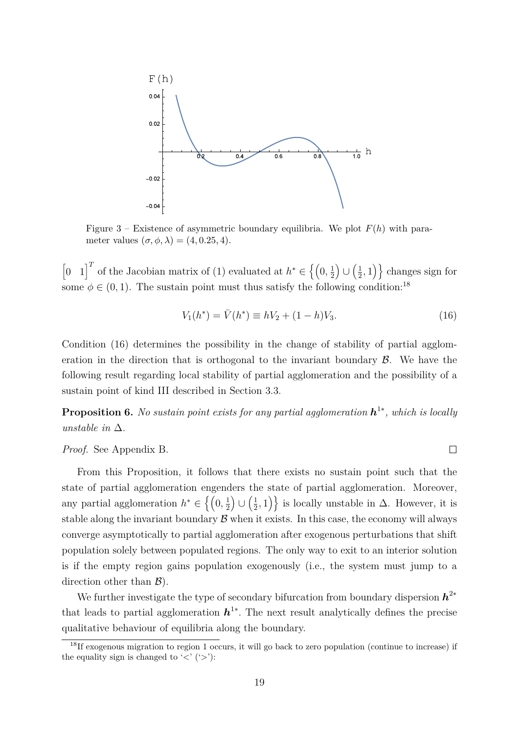Figure 3 – Existence of asymmetric boundary equilibria. We plot $F(h)$ with parameter values $(\sigma, \phi, \lambda) = (4, 0.25, 4)$.

$\begin{bmatrix} 0 & 1 \end{bmatrix}^T$ of the Jacobian matrix of (1) evaluated at $h^* \in \left\{ \left(0, \frac{1}{2}\right) \cup \left(\frac{1}{2}, 1\right) \right\}$ changes sign for some $\phi \in (0, 1)$. The sustain point must thus satisfy the following condition:[18]

$$V_1(h^*) = \bar{V}(h^*) \equiv hV_2 + (1-h)V_3. \tag{16}$$

Condition (16) determines the possibility in the change of stability of partial agglomeration in the direction that is orthogonal to the invariant boundary $\mathcal{B}$. We have the following result regarding local stability of partial agglomeration and the possibility of a sustain point of kind III described in Section 3.3.

**Proposition 6.** *No sustain point exists for any partial agglomeration $\boldsymbol{h}^{1*}$, which is locally unstable in $\Delta$.*

*Proof.* See Appendix B. □

From this Proposition, it follows that there exists no sustain point such that the state of partial agglomeration engenders the state of partial agglomeration. Moreover, any partial agglomeration $h^* \in \left\{ \left(0, \frac{1}{2}\right) \cup \left(\frac{1}{2}, 1\right) \right\}$ is locally unstable in $\Delta$. However, it is stable along the invariant boundary $\mathcal{B}$ when it exists. In this case, the economy will always converge asymptotically to partial agglomeration after exogenous perturbations that shift population solely between populated regions. The only way to exit to an interior solution is if the empty region gains population exogenously (i.e., the system must jump to a direction other than $\mathcal{B}$).

We further investigate the type of secondary bifurcation from boundary dispersion $\boldsymbol{h}^{2*}$ that leads to partial agglomeration $\boldsymbol{h}^{1*}$. The next result analytically defines the precise qualitative behaviour of equilibria along the boundary.

[18] If exogenous migration to region 1 occurs, it will go back to zero population (continue to increase) if the equality sign is changed to '<' ('>'):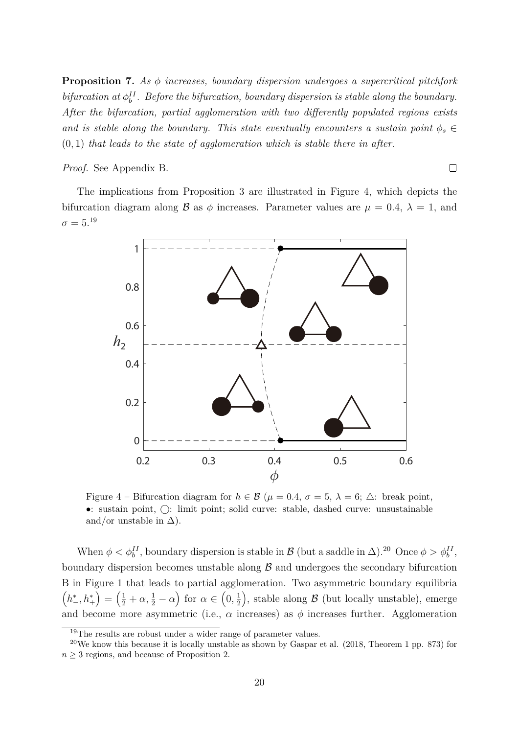**Proposition 7.** *As $\phi$ increases, boundary dispersion undergoes a supercritical pitchfork bifurcation at $\phi_b^{II}$. Before the bifurcation, boundary dispersion is stable along the boundary. After the bifurcation, partial agglomeration with two differently populated regions exists and is stable along the boundary. This state eventually encounters a sustain point $\phi_s \in (0, 1)$ that leads to the state of agglomeration which is stable there in after.*

*Proof.* See Appendix B. □

The implications from Proposition 3 are illustrated in Figure 4, which depicts the bifurcation diagram along $\mathcal{B}$ as $\phi$ increases. Parameter values are $\mu = 0.4$, $\lambda = 1$, and $\sigma = 5$.[19]

Figure 4 – Bifurcation diagram for $h \in \mathcal{B}$ ($\mu = 0.4$, $\sigma = 5$, $\lambda = 6$; △: break point, •: sustain point, ○: limit point; solid curve: stable, dashed curve: unsustainable and/or unstable in $\Delta$).

When $\phi < \phi_b^{II}$, boundary dispersion is stable in $\mathcal{B}$ (but a saddle in $\Delta$).[20] Once $\phi > \phi_b^{II}$, boundary dispersion becomes unstable along $\mathcal{B}$ and undergoes the secondary bifurcation B in Figure 1 that leads to partial agglomeration. Two asymmetric boundary equilibria $\left(h_-^*, h_+^*\right) = \left(\frac{1}{2} + \alpha, \frac{1}{2} - \alpha\right)$ for $\alpha \in \left(0, \frac{1}{2}\right)$, stable along $\mathcal{B}$ (but locally unstable), emerge and become more asymmetric (i.e., $\alpha$ increases) as $\phi$ increases further. Agglomeration

[19] The results are robust under a wider range of parameter values.

[20] We know this because it is locally unstable as shown by Gaspar et al. (2018, Theorem 1 pp. 873) for $n \geq 3$ regions, and because of Proposition 2.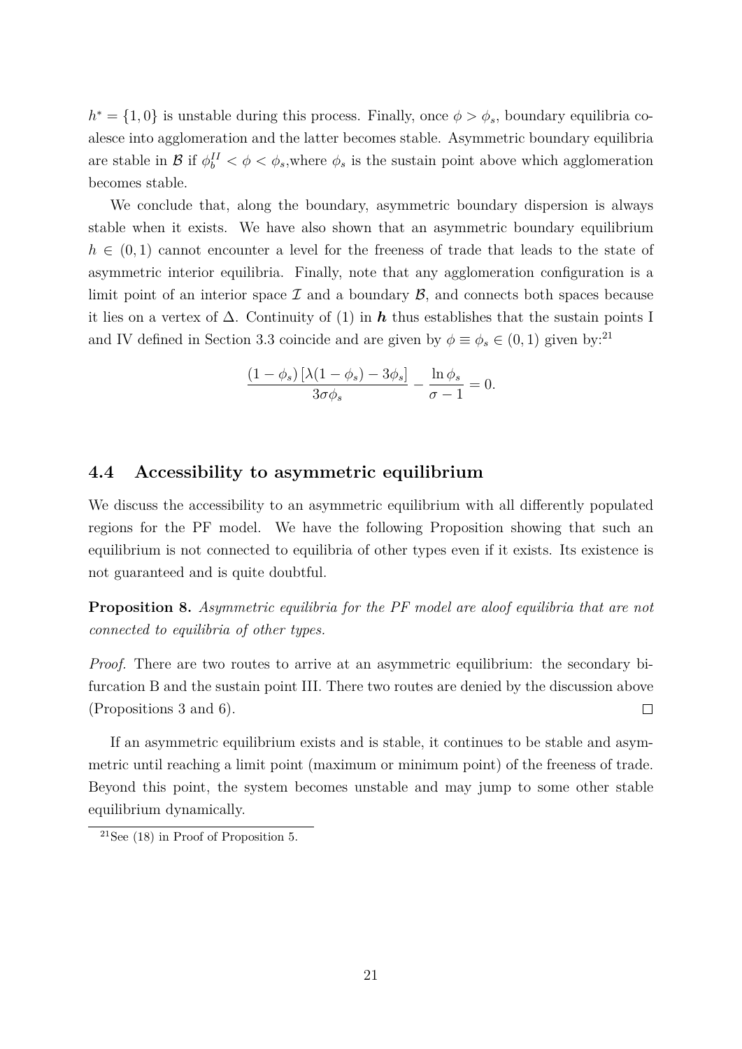$h^* = \{1, 0\}$ is unstable during this process. Finally, once $\phi > \phi_s$, boundary equilibria coalesce into agglomeration and the latter becomes stable. Asymmetric boundary equilibria are stable in $\mathcal{B}$ if $\phi_b^{II} < \phi < \phi_s$,where $\phi_s$ is the sustain point above which agglomeration becomes stable.

We conclude that, along the boundary, asymmetric boundary dispersion is always stable when it exists. We have also shown that an asymmetric boundary equilibrium $h \in (0, 1)$ cannot encounter a level for the freeness of trade that leads to the state of asymmetric interior equilibria. Finally, note that any agglomeration configuration is a limit point of an interior space $\mathcal{I}$ and a boundary $\mathcal{B}$, and connects both spaces because it lies on a vertex of $\Delta$. Continuity of (1) in $\boldsymbol{h}$ thus establishes that the sustain points I and IV defined in Section 3.3 coincide and are given by $\phi \equiv \phi_s \in (0, 1)$ given by:[21]

$$\frac{(1 - \phi_s)\left[\lambda(1 - \phi_s) - 3\phi_s\right]}{3\sigma\phi_s} - \frac{\ln \phi_s}{\sigma - 1} = 0.$$

## 4.4 Accessibility to asymmetric equilibrium

We discuss the accessibility to an asymmetric equilibrium with all differently populated regions for the PF model. We have the following Proposition showing that such an equilibrium is not connected to equilibria of other types even if it exists. Its existence is not guaranteed and is quite doubtful.

**Proposition 8.** *Asymmetric equilibria for the PF model are aloof equilibria that are not connected to equilibria of other types.*

*Proof.* There are two routes to arrive at an asymmetric equilibrium: the secondary bifurcation B and the sustain point III. There two routes are denied by the discussion above (Propositions 3 and 6). $\square$

If an asymmetric equilibrium exists and is stable, it continues to be stable and asymmetric until reaching a limit point (maximum or minimum point) of the freeness of trade. Beyond this point, the system becomes unstable and may jump to some other stable equilibrium dynamically.

[21] See (18) in Proof of Proposition 5.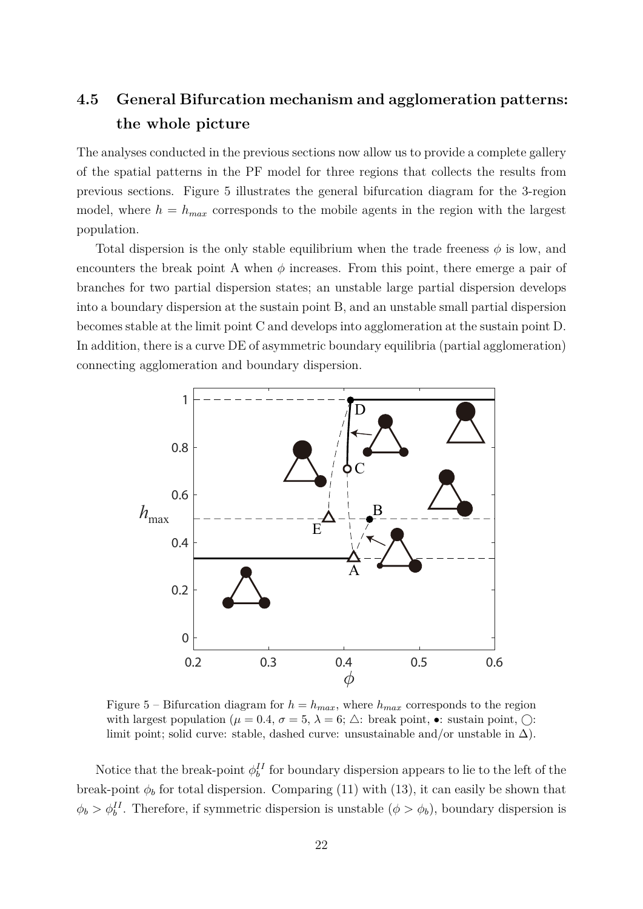## 4.5 General Bifurcation mechanism and agglomeration patterns: the whole picture

The analyses conducted in the previous sections now allow us to provide a complete gallery of the spatial patterns in the PF model for three regions that collects the results from previous sections. Figure 5 illustrates the general bifurcation diagram for the 3-region model, where $h = h_{max}$ corresponds to the mobile agents in the region with the largest population.

Total dispersion is the only stable equilibrium when the trade freeness $\phi$ is low, and encounters the break point A when $\phi$ increases. From this point, there emerge a pair of branches for two partial dispersion states; an unstable large partial dispersion develops into a boundary dispersion at the sustain point B, and an unstable small partial dispersion becomes stable at the limit point C and develops into agglomeration at the sustain point D. In addition, there is a curve DE of asymmetric boundary equilibria (partial agglomeration) connecting agglomeration and boundary dispersion.

Figure 5 – Bifurcation diagram for $h = h_{max}$, where $h_{max}$ corresponds to the region with largest population ($\mu = 0.4$, $\sigma = 5$, $\lambda = 6$; $\triangle$: break point, $\bullet$: sustain point, $\bigcirc$: limit point; solid curve: stable, dashed curve: unsustainable and/or unstable in $\Delta$).

Notice that the break-point $\phi_b^{II}$ for boundary dispersion appears to lie to the left of the break-point $\phi_b$ for total dispersion. Comparing (11) with (13), it can easily be shown that $\phi_b > \phi_b^{II}$. Therefore, if symmetric dispersion is unstable ($\phi > \phi_b$), boundary dispersion is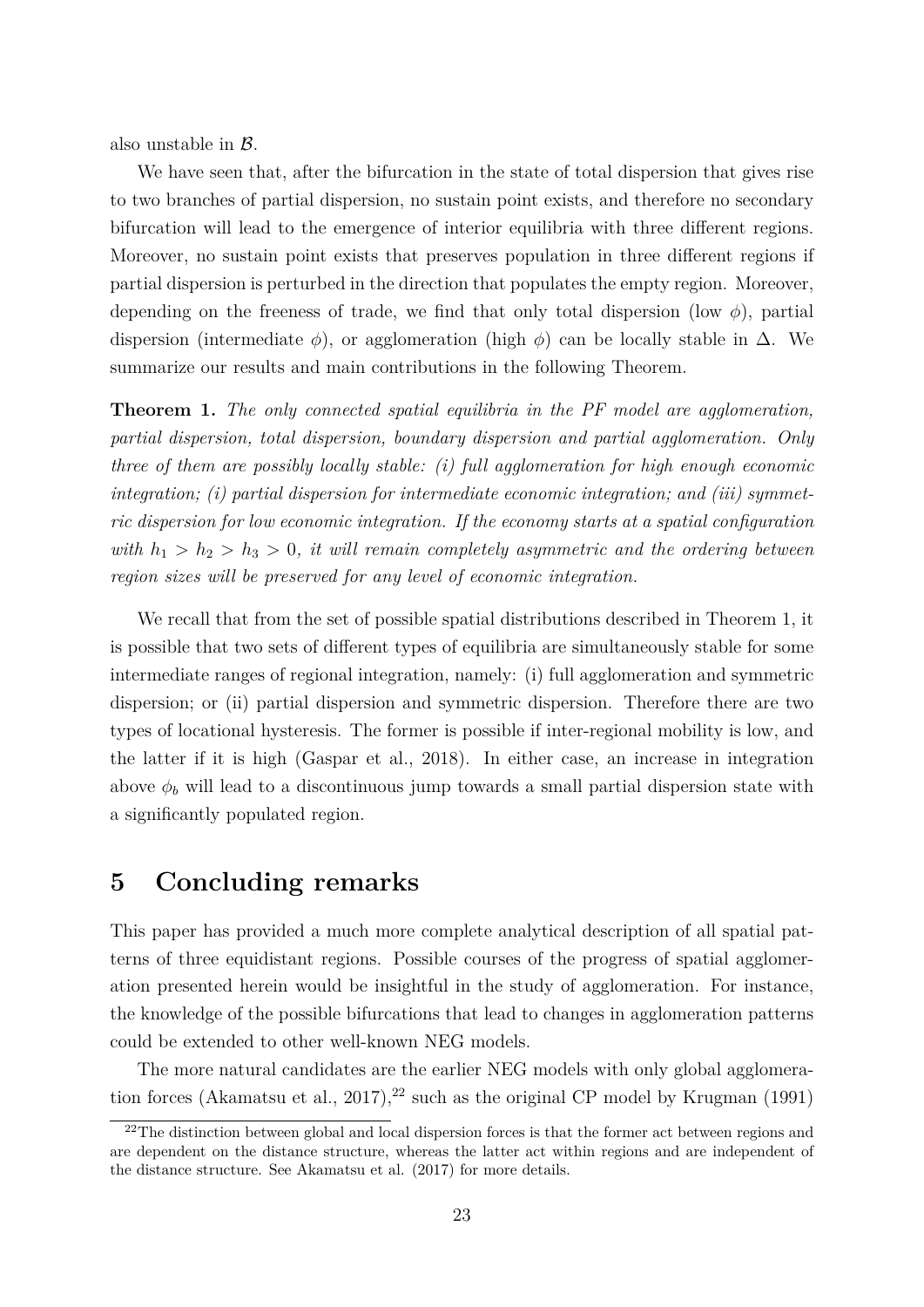also unstable in $\mathcal{B}$.

We have seen that, after the bifurcation in the state of total dispersion that gives rise to two branches of partial dispersion, no sustain point exists, and therefore no secondary bifurcation will lead to the emergence of interior equilibria with three different regions. Moreover, no sustain point exists that preserves population in three different regions if partial dispersion is perturbed in the direction that populates the empty region. Moreover, depending on the freeness of trade, we find that only total dispersion (low $\phi$), partial dispersion (intermediate $\phi$), or agglomeration (high $\phi$) can be locally stable in $\Delta$. We summarize our results and main contributions in the following Theorem.

**Theorem 1.** *The only connected spatial equilibria in the PF model are agglomeration, partial dispersion, total dispersion, boundary dispersion and partial agglomeration. Only three of them are possibly locally stable: (i) full agglomeration for high enough economic integration; (i) partial dispersion for intermediate economic integration; and (iii) symmetric dispersion for low economic integration. If the economy starts at a spatial configuration with $h_1 > h_2 > h_3 > 0$, it will remain completely asymmetric and the ordering between region sizes will be preserved for any level of economic integration.*

We recall that from the set of possible spatial distributions described in Theorem 1, it is possible that two sets of different types of equilibria are simultaneously stable for some intermediate ranges of regional integration, namely: (i) full agglomeration and symmetric dispersion; or (ii) partial dispersion and symmetric dispersion. Therefore there are two types of locational hysteresis. The former is possible if inter-regional mobility is low, and the latter if it is high (Gaspar et al., 2018). In either case, an increase in integration above $\phi_b$ will lead to a discontinuous jump towards a small partial dispersion state with a significantly populated region.

# 5 Concluding remarks

This paper has provided a much more complete analytical description of all spatial patterns of three equidistant regions. Possible courses of the progress of spatial agglomeration presented herein would be insightful in the study of agglomeration. For instance, the knowledge of the possible bifurcations that lead to changes in agglomeration patterns could be extended to other well-known NEG models.

The more natural candidates are the earlier NEG models with only global agglomeration forces (Akamatsu et al., 2017),[22] such as the original CP model by Krugman (1991)

[22] The distinction between global and local dispersion forces is that the former act between regions and are dependent on the distance structure, whereas the latter act within regions and are independent of the distance structure. See Akamatsu et al. (2017) for more details.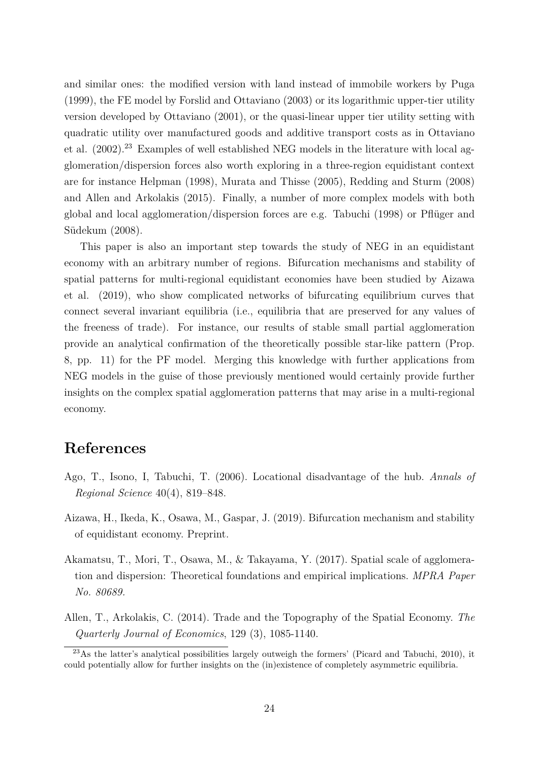and similar ones: the modified version with land instead of immobile workers by Puga (1999), the FE model by Forslid and Ottaviano (2003) or its logarithmic upper-tier utility version developed by Ottaviano (2001), or the quasi-linear upper tier utility setting with quadratic utility over manufactured goods and additive transport costs as in Ottaviano et al. (2002).[23] Examples of well established NEG models in the literature with local agglomeration/dispersion forces also worth exploring in a three-region equidistant context are for instance Helpman (1998), Murata and Thisse (2005), Redding and Sturm (2008) and Allen and Arkolakis (2015). Finally, a number of more complex models with both global and local agglomeration/dispersion forces are e.g. Tabuchi (1998) or Pflüger and Südekum (2008).

This paper is also an important step towards the study of NEG in an equidistant economy with an arbitrary number of regions. Bifurcation mechanisms and stability of spatial patterns for multi-regional equidistant economies have been studied by Aizawa et al. (2019), who show complicated networks of bifurcating equilibrium curves that connect several invariant equilibria (i.e., equilibria that are preserved for any values of the freeness of trade). For instance, our results of stable small partial agglomeration provide an analytical confirmation of the theoretically possible star-like pattern (Prop. 8, pp. 11) for the PF model. Merging this knowledge with further applications from NEG models in the guise of those previously mentioned would certainly provide further insights on the complex spatial agglomeration patterns that may arise in a multi-regional economy.

# References

Ago, T., Isono, I, Tabuchi, T. (2006). Locational disadvantage of the hub. *Annals of Regional Science* 40(4), 819–848.

Aizawa, H., Ikeda, K., Osawa, M., Gaspar, J. (2019). Bifurcation mechanism and stability of equidistant economy. Preprint.

Akamatsu, T., Mori, T., Osawa, M., & Takayama, Y. (2017). Spatial scale of agglomeration and dispersion: Theoretical foundations and empirical implications. *MPRA Paper No. 80689.*

Allen, T., Arkolakis, C. (2014). Trade and the Topography of the Spatial Economy. *The Quarterly Journal of Economics*, 129 (3), 1085-1140.

[23] As the latter's analytical possibilities largely outweigh the formers' (Picard and Tabuchi, 2010), it could potentially allow for further insights on the (in)existence of completely asymmetric equilibria.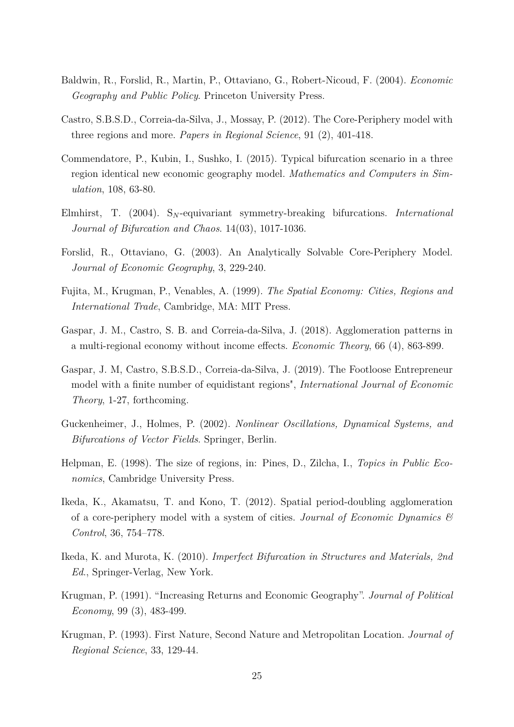Baldwin, R., Forslid, R., Martin, P., Ottaviano, G., Robert-Nicoud, F. (2004). *Economic Geography and Public Policy*. Princeton University Press.

Castro, S.B.S.D., Correia-da-Silva, J., Mossay, P. (2012). The Core-Periphery model with three regions and more. *Papers in Regional Science*, 91 (2), 401-418.

Commendatore, P., Kubin, I., Sushko, I. (2015). Typical bifurcation scenario in a three region identical new economic geography model. *Mathematics and Computers in Simulation*, 108, 63-80.

Elmhirst, T. (2004). $S_N$-equivariant symmetry-breaking bifurcations. *International Journal of Bifurcation and Chaos*. 14(03), 1017-1036.

Forslid, R., Ottaviano, G. (2003). An Analytically Solvable Core-Periphery Model. *Journal of Economic Geography*, 3, 229-240.

Fujita, M., Krugman, P., Venables, A. (1999). *The Spatial Economy: Cities, Regions and International Trade*, Cambridge, MA: MIT Press.

Gaspar, J. M., Castro, S. B. and Correia-da-Silva, J. (2018). Agglomeration patterns in a multi-regional economy without income effects. *Economic Theory*, 66 (4), 863-899.

Gaspar, J. M, Castro, S.B.S.D., Correia-da-Silva, J. (2019). The Footloose Entrepreneur model with a finite number of equidistant regions", *International Journal of Economic Theory*, 1-27, forthcoming.

Guckenheimer, J., Holmes, P. (2002). *Nonlinear Oscillations, Dynamical Systems, and Bifurcations of Vector Fields*. Springer, Berlin.

Helpman, E. (1998). The size of regions, in: Pines, D., Zilcha, I., *Topics in Public Economics*, Cambridge University Press.

Ikeda, K., Akamatsu, T. and Kono, T. (2012). Spatial period-doubling agglomeration of a core-periphery model with a system of cities. *Journal of Economic Dynamics & Control*, 36, 754–778.

Ikeda, K. and Murota, K. (2010). *Imperfect Bifurcation in Structures and Materials, 2nd Ed.*, Springer-Verlag, New York.

Krugman, P. (1991). "Increasing Returns and Economic Geography". *Journal of Political Economy*, 99 (3), 483-499.

Krugman, P. (1993). First Nature, Second Nature and Metropolitan Location. *Journal of Regional Science*, 33, 129-44.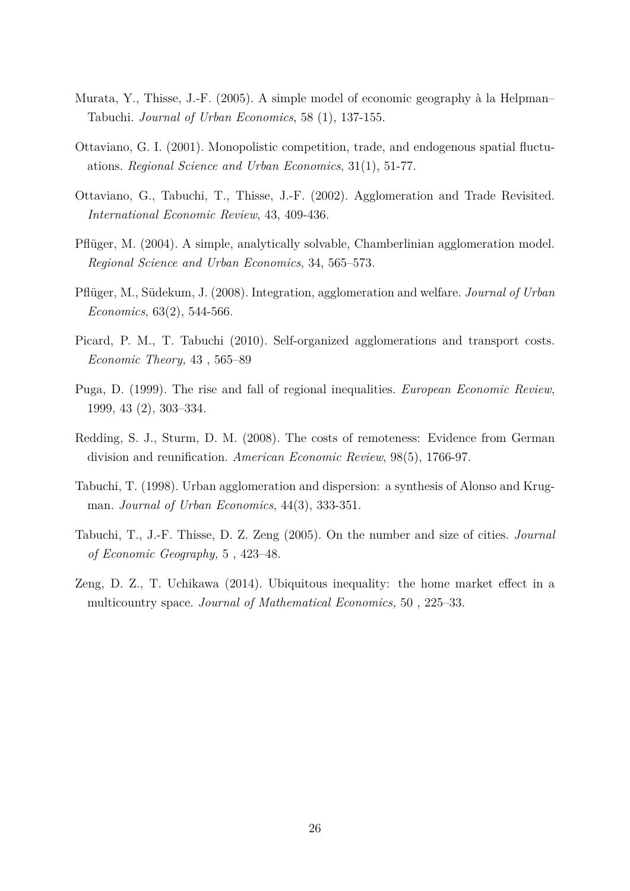Murata, Y., Thisse, J.-F. (2005). A simple model of economic geography à la Helpman–Tabuchi. *Journal of Urban Economics*, 58 (1), 137-155.

Ottaviano, G. I. (2001). Monopolistic competition, trade, and endogenous spatial fluctuations. *Regional Science and Urban Economics*, 31(1), 51-77.

Ottaviano, G., Tabuchi, T., Thisse, J.-F. (2002). Agglomeration and Trade Revisited. *International Economic Review*, 43, 409-436.

Pflüger, M. (2004). A simple, analytically solvable, Chamberlinian agglomeration model. *Regional Science and Urban Economics*, 34, 565–573.

Pflüger, M., Südekum, J. (2008). Integration, agglomeration and welfare. *Journal of Urban Economics*, 63(2), 544-566.

Picard, P. M., T. Tabuchi (2010). Self-organized agglomerations and transport costs. *Economic Theory,* 43 , 565–89

Puga, D. (1999). The rise and fall of regional inequalities. *European Economic Review*, 1999, 43 (2), 303–334.

Redding, S. J., Sturm, D. M. (2008). The costs of remoteness: Evidence from German division and reunification. *American Economic Review*, 98(5), 1766-97.

Tabuchi, T. (1998). Urban agglomeration and dispersion: a synthesis of Alonso and Krugman. *Journal of Urban Economics*, 44(3), 333-351.

Tabuchi, T., J.-F. Thisse, D. Z. Zeng (2005). On the number and size of cities. *Journal of Economic Geography,* 5 , 423–48.

Zeng, D. Z., T. Uchikawa (2014). Ubiquitous inequality: the home market effect in a multicountry space. *Journal of Mathematical Economics,* 50 , 225–33.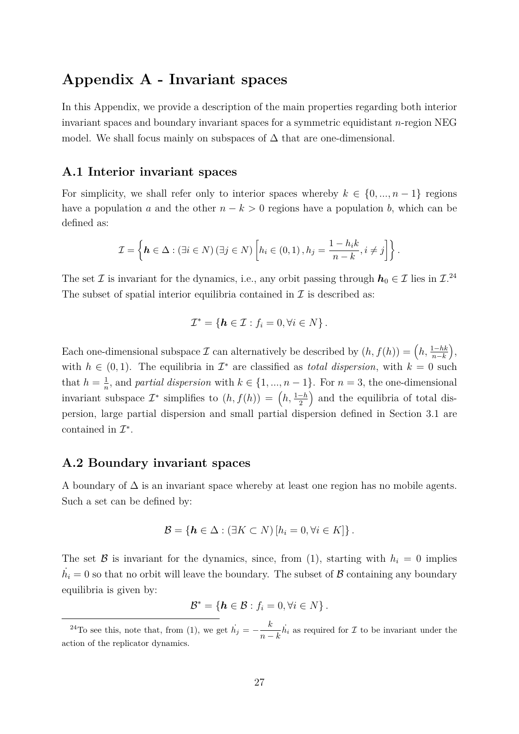# Appendix A - Invariant spaces

In this Appendix, we provide a description of the main properties regarding both interior invariant spaces and boundary invariant spaces for a symmetric equidistant $n$-region NEG model. We shall focus mainly on subspaces of $\Delta$ that are one-dimensional.

## A.1 Interior invariant spaces

For simplicity, we shall refer only to interior spaces whereby $k \in \{0, ..., n-1\}$ regions have a population $a$ and the other $n - k > 0$ regions have a population $b$, which can be defined as:

$$\mathcal{I} = \left\{ \boldsymbol{h} \in \Delta : (\exists i \in N)\, (\exists j \in N) \left[ h_i \in (0,1), h_j = \frac{1 - h_i k}{n-k}, i \neq j \right] \right\}.$$

The set $\mathcal{I}$ is invariant for the dynamics, i.e., any orbit passing through $\boldsymbol{h}_0 \in \mathcal{I}$ lies in $\mathcal{I}$.[24] The subset of spatial interior equilibria contained in $\mathcal{I}$ is described as:

$$\mathcal{I}^* = \{ \boldsymbol{h} \in \mathcal{I} : f_i = 0, \forall i \in N \}.$$

Each one-dimensional subspace $\mathcal{I}$ can alternatively be described by $(h, f(h)) = \left(h, \frac{1-hk}{n-k}\right)$, with $h \in (0,1)$. The equilibria in $\mathcal{I}^*$ are classified as *total dispersion*, with $k = 0$ such that $h = \frac{1}{n}$, and *partial dispersion* with $k \in \{1, ..., n-1\}$. For $n = 3$, the one-dimensional invariant subspace $\mathcal{I}^*$ simplifies to $(h, f(h)) = \left(h, \frac{1-h}{2}\right)$ and the equilibria of total dispersion, large partial dispersion and small partial dispersion defined in Section 3.1 are contained in $\mathcal{I}^*$.

## A.2 Boundary invariant spaces

A boundary of $\Delta$ is an invariant space whereby at least one region has no mobile agents. Such a set can be defined by:

$$\mathcal{B} = \{ \boldsymbol{h} \in \Delta : (\exists K \subset N) \, [h_i = 0, \forall i \in K] \}.$$

The set $\mathcal{B}$ is invariant for the dynamics, since, from (1), starting with $h_i = 0$ implies $\dot{h_i} = 0$ so that no orbit will leave the boundary. The subset of $\mathcal{B}$ containing any boundary equilibria is given by:

$$\mathcal{B}^* = \{ \boldsymbol{h} \in \mathcal{B} : f_i = 0, \forall i \in N \}.$$

---

[24] To see this, note that, from (1), we get $\dot{h_j} = -\dfrac{k}{n-k}\dot{h_i}$ as required for $\mathcal{I}$ to be invariant under the action of the replicator dynamics.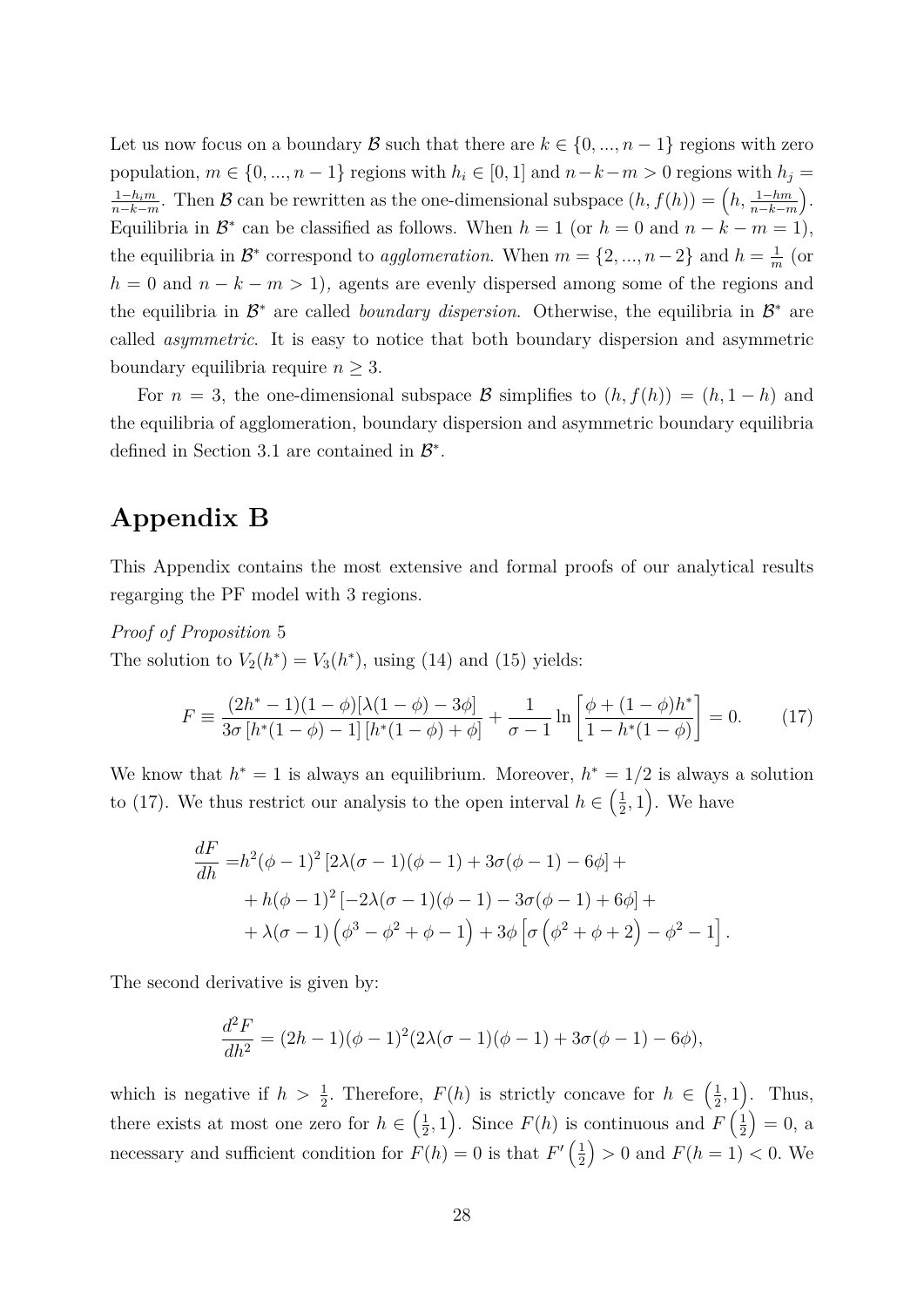Let us now focus on a boundary $\mathcal{B}$ such that there are $k \in \{0, ..., n-1\}$ regions with zero population, $m \in \{0, ..., n-1\}$ regions with $h_i \in [0, 1]$ and $n-k-m > 0$ regions with $h_j = \frac{1-h_i m}{n-k-m}$. Then $\mathcal{B}$ can be rewritten as the one-dimensional subspace $(h, f(h)) = \left(h, \frac{1-hm}{n-k-m}\right)$. Equilibria in $\mathcal{B}^*$ can be classified as follows. When $h = 1$ (or $h = 0$ and $n-k-m = 1$), the equilibria in $\mathcal{B}^*$ correspond to *agglomeration*. When $m = \{2, ..., n-2\}$ and $h = \frac{1}{m}$ (or $h = 0$ and $n-k-m > 1$), agents are evenly dispersed among some of the regions and the equilibria in $\mathcal{B}^*$ are called *boundary dispersion*. Otherwise, the equilibria in $\mathcal{B}^*$ are called *asymmetric*. It is easy to notice that both boundary dispersion and asymmetric boundary equilibria require $n \geq 3$.

For $n = 3$, the one-dimensional subspace $\mathcal{B}$ simplifies to $(h, f(h)) = (h, 1-h)$ and the equilibria of agglomeration, boundary dispersion and asymmetric boundary equilibria defined in Section 3.1 are contained in $\mathcal{B}^*$.

# Appendix B

This Appendix contains the most extensive and formal proofs of our analytical results regarging the PF model with 3 regions.

*Proof of Proposition* 5

The solution to $V_2(h^*) = V_3(h^*)$, using (14) and (15) yields:

$$F \equiv \frac{(2h^*-1)(1-\phi)[\lambda(1-\phi)-3\phi]}{3\sigma\left[h^*(1-\phi)-1\right]\left[h^*(1-\phi)+\phi\right]} + \frac{1}{\sigma-1}\ln\left[\frac{\phi+(1-\phi)h^*}{1-h^*(1-\phi)}\right] = 0. \tag{17}$$

We know that $h^* = 1$ is always an equilibrium. Moreover, $h^* = 1/2$ is always a solution to (17). We thus restrict our analysis to the open interval $h \in \left(\frac{1}{2}, 1\right)$. We have

$$\begin{aligned}
\frac{dF}{dh} =& h^2(\phi-1)^2\left[2\lambda(\sigma-1)(\phi-1)+3\sigma(\phi-1)-6\phi\right]+\\
&+h(\phi-1)^2\left[-2\lambda(\sigma-1)(\phi-1)-3\sigma(\phi-1)+6\phi\right]+\\
&+\lambda(\sigma-1)\left(\phi^3-\phi^2+\phi-1\right)+3\phi\left[\sigma\left(\phi^2+\phi+2\right)-\phi^2-1\right].
\end{aligned}$$

The second derivative is given by:

$$\frac{d^2F}{dh^2} = (2h-1)(\phi-1)^2(2\lambda(\sigma-1)(\phi-1)+3\sigma(\phi-1)-6\phi),$$

which is negative if $h > \frac{1}{2}$. Therefore, $F(h)$ is strictly concave for $h \in \left(\frac{1}{2}, 1\right)$. Thus, there exists at most one zero for $h \in \left(\frac{1}{2}, 1\right)$. Since $F(h)$ is continuous and $F\left(\frac{1}{2}\right) = 0$, a necessary and sufficient condition for $F(h) = 0$ is that $F'\left(\frac{1}{2}\right) > 0$ and $F(h = 1) < 0$. We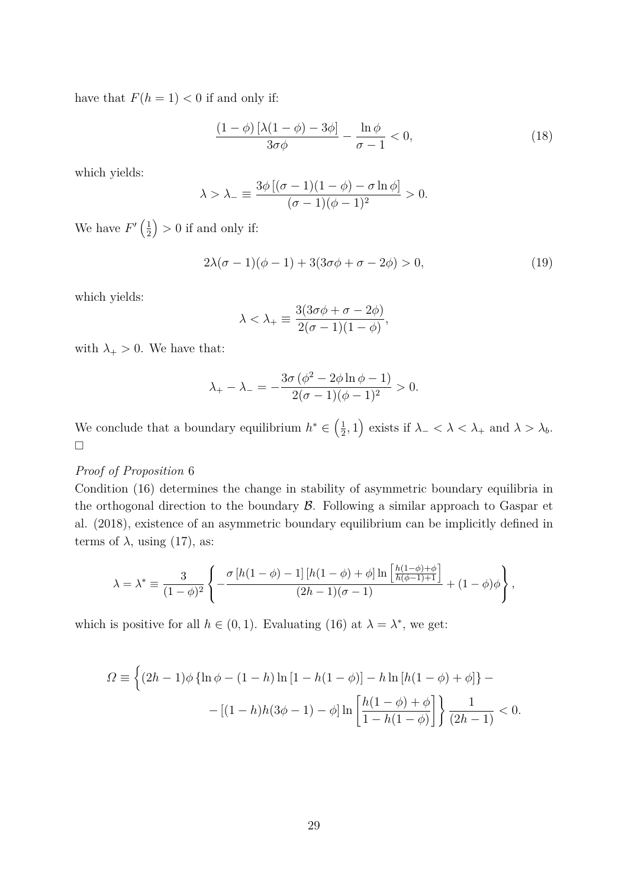have that $F(h=1) < 0$ if and only if:

$$\frac{(1-\phi)\left[\lambda(1-\phi)-3\phi\right]}{3\sigma\phi} - \frac{\ln\phi}{\sigma-1} < 0, \tag{18}$$

which yields:

$$\lambda > \lambda_{-} \equiv \frac{3\phi\left[(\sigma-1)(1-\phi)-\sigma\ln\phi\right]}{(\sigma-1)(\phi-1)^2} > 0.$$

We have $F'\left(\frac{1}{2}\right) > 0$ if and only if:

$$2\lambda(\sigma-1)(\phi-1) + 3(3\sigma\phi+\sigma-2\phi) > 0, \tag{19}$$

which yields:

$$\lambda < \lambda_{+} \equiv \frac{3(3\sigma\phi+\sigma-2\phi)}{2(\sigma-1)(1-\phi)},$$

with $\lambda_{+} > 0$. We have that:

$$\lambda_{+} - \lambda_{-} = -\frac{3\sigma\left(\phi^2-2\phi\ln\phi-1\right)}{2(\sigma-1)(\phi-1)^2} > 0.$$

We conclude that a boundary equilibrium $h^* \in \left(\frac{1}{2}, 1\right)$ exists if $\lambda_{-} < \lambda < \lambda_{+}$ and $\lambda > \lambda_b$. $\square$

*Proof of Proposition* 6

Condition (16) determines the change in stability of asymmetric boundary equilibria in the orthogonal direction to the boundary $\mathcal{B}$. Following a similar approach to Gaspar et al. (2018), existence of an asymmetric boundary equilibrium can be implicitly defined in terms of $\lambda$, using (17), as:

$$\lambda = \lambda^* \equiv \frac{3}{(1-\phi)^2}\left\{-\frac{\sigma\left[h(1-\phi)-1\right]\left[h(1-\phi)+\phi\right]\ln\left[\frac{h(1-\phi)+\phi}{h(\phi-1)+1}\right]}{(2h-1)(\sigma-1)} + (1-\phi)\phi\right\},$$

which is positive for all $h \in (0,1)$. Evaluating (16) at $\lambda = \lambda^*$, we get:

$$\begin{aligned}\varOmega \equiv \Bigg\{&(2h-1)\phi\left\{\ln\phi - (1-h)\ln\left[1-h(1-\phi)\right] - h\ln\left[h(1-\phi)+\phi\right]\right\} - \\ &- \left[(1-h)h(3\phi-1)-\phi\right]\ln\left[\frac{h(1-\phi)+\phi}{1-h(1-\phi)}\right]\Bigg\}\frac{1}{(2h-1)} < 0.\end{aligned}$$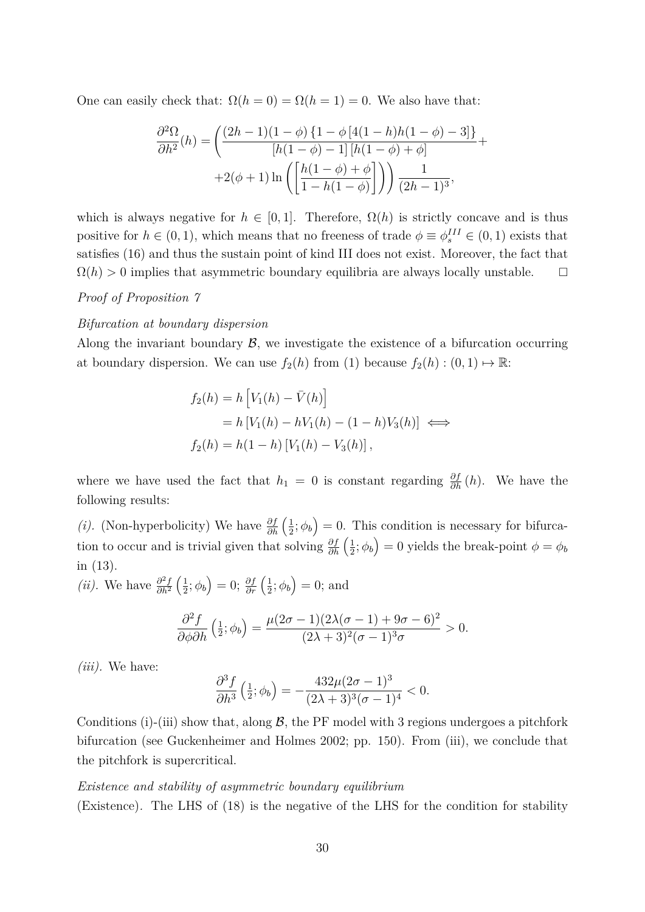One can easily check that: $\Omega(h = 0) = \Omega(h = 1) = 0$. We also have that:

$$
\frac{\partial^2 \Omega}{\partial h^2}(h) = \left( \frac{(2h-1)(1-\phi)\left\{1 - \phi\left[4(1-h)h(1-\phi) - 3\right]\right\}}{\left[h(1-\phi) - 1\right]\left[h(1-\phi) + \phi\right]} + \right.
$$

$$
\left. +2(\phi + 1)\ln\left(\left[\frac{h(1-\phi)+\phi}{1-h(1-\phi)}\right]\right)\right)\frac{1}{(2h-1)^3},
$$

which is always negative for $h \in [0, 1]$. Therefore, $\Omega(h)$ is strictly concave and is thus positive for $h \in (0, 1)$, which means that no freeness of trade $\phi \equiv \phi_s^{III} \in (0, 1)$ exists that satisfies (16) and thus the sustain point of kind III does not exist. Moreover, the fact that $\Omega(h) > 0$ implies that asymmetric boundary equilibria are always locally unstable. □

*Proof of Proposition 7*

*Bifurcation at boundary dispersion*

Along the invariant boundary $\mathcal{B}$, we investigate the existence of a bifurcation occurring at boundary dispersion. We can use $f_2(h)$ from (1) because $f_2(h) : (0, 1) \mapsto \mathbb{R}$:

$$
\begin{aligned}
f_2(h) &= h\left[V_1(h) - \bar{V}(h)\right] \\
&= h\left[V_1(h) - hV_1(h) - (1-h)V_3(h)\right] \iff \\
f_2(h) &= h(1-h)\left[V_1(h) - V_3(h)\right],
\end{aligned}
$$

where we have used the fact that $h_1 = 0$ is constant regarding $\frac{\partial f}{\partial h}(h)$. We have the following results:

*(i).* (Non-hyperbolicity) We have $\frac{\partial f}{\partial h}\left(\frac{1}{2}; \phi_b\right) = 0$. This condition is necessary for bifurcation to occur and is trivial given that solving $\frac{\partial f}{\partial h}\left(\frac{1}{2}; \phi_b\right) = 0$ yields the break-point $\phi = \phi_b$ in (13).

*(ii).* We have $\frac{\partial^2 f}{\partial h^2}\left(\frac{1}{2}; \phi_b\right) = 0$; $\frac{\partial f}{\partial r}\left(\frac{1}{2}; \phi_b\right) = 0$; and

$$
\frac{\partial^2 f}{\partial \phi \partial h}\left(\tfrac{1}{2}; \phi_b\right) = \frac{\mu(2\sigma - 1)(2\lambda(\sigma - 1) + 9\sigma - 6)^2}{(2\lambda + 3)^2(\sigma - 1)^3\sigma} > 0.
$$

*(iii).* We have:

$$
\frac{\partial^3 f}{\partial h^3}\left(\tfrac{1}{2}; \phi_b\right) = -\frac{432\mu(2\sigma - 1)^3}{(2\lambda + 3)^3(\sigma - 1)^4} < 0.
$$

Conditions (i)-(iii) show that, along $\mathcal{B}$, the PF model with 3 regions undergoes a pitchfork bifurcation (see Guckenheimer and Holmes 2002; pp. 150). From (iii), we conclude that the pitchfork is supercritical.

*Existence and stability of asymmetric boundary equilibrium*

(Existence). The LHS of (18) is the negative of the LHS for the condition for stability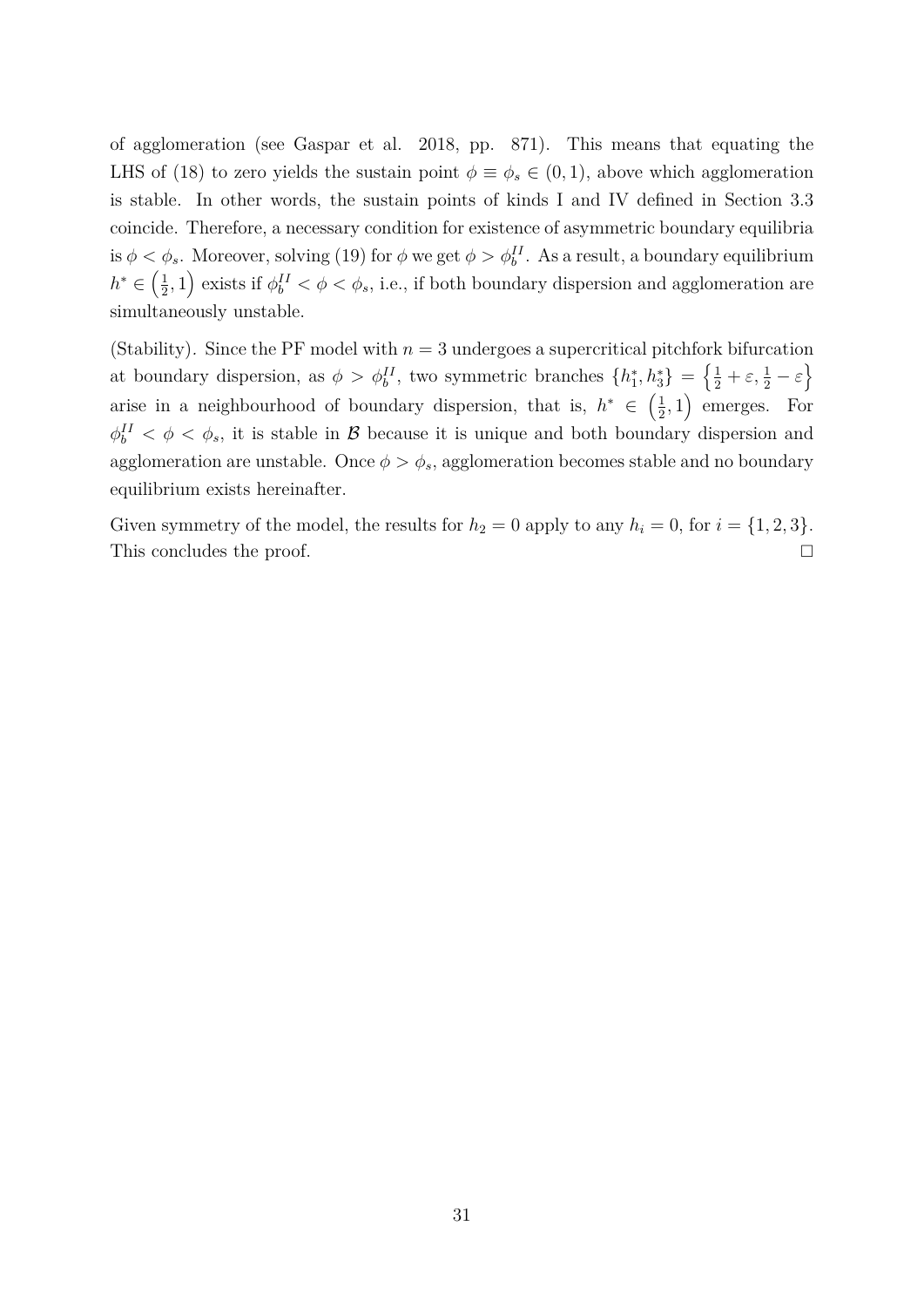of agglomeration (see Gaspar et al. 2018, pp. 871). This means that equating the LHS of (18) to zero yields the sustain point $\phi \equiv \phi_s \in (0,1)$, above which agglomeration is stable. In other words, the sustain points of kinds I and IV defined in Section 3.3 coincide. Therefore, a necessary condition for existence of asymmetric boundary equilibria is $\phi < \phi_s$. Moreover, solving (19) for $\phi$ we get $\phi > \phi_b^{II}$. As a result, a boundary equilibrium $h^* \in \left(\frac{1}{2}, 1\right)$ exists if $\phi_b^{II} < \phi < \phi_s$, i.e., if both boundary dispersion and agglomeration are simultaneously unstable.

(Stability). Since the PF model with $n = 3$ undergoes a supercritical pitchfork bifurcation at boundary dispersion, as $\phi > \phi_b^{II}$, two symmetric branches $\{h_1^*, h_3^*\} = \left\{\frac{1}{2} + \varepsilon, \frac{1}{2} - \varepsilon\right\}$ arise in a neighbourhood of boundary dispersion, that is, $h^* \in \left(\frac{1}{2}, 1\right)$ emerges. For $\phi_b^{II} < \phi < \phi_s$, it is stable in $\mathcal{B}$ because it is unique and both boundary dispersion and agglomeration are unstable. Once $\phi > \phi_s$, agglomeration becomes stable and no boundary equilibrium exists hereinafter.

Given symmetry of the model, the results for $h_2 = 0$ apply to any $h_i = 0$, for $i = \{1, 2, 3\}$. This concludes the proof. □